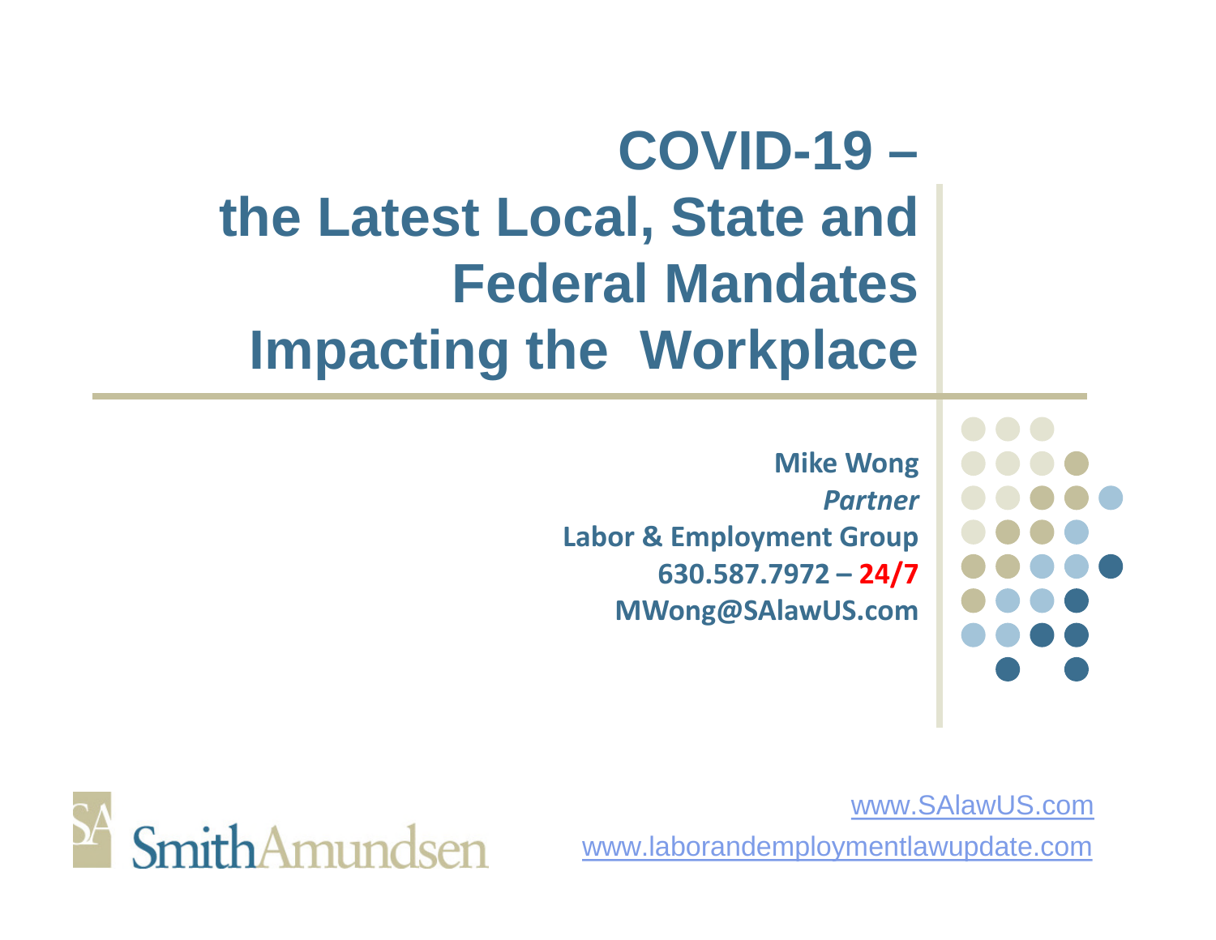# COVID-19 – the Latest Local, State and Federal Mandates Impacting the Workplace

**Mike Wong**
***Partner***
**Labor & Employment Group**
**630.587.7972 – 24/7**
**MWong@SAlawUS.com**

SmithAmundsen

www.SAlawUS.com
www.laborandemploymentlawupdate.com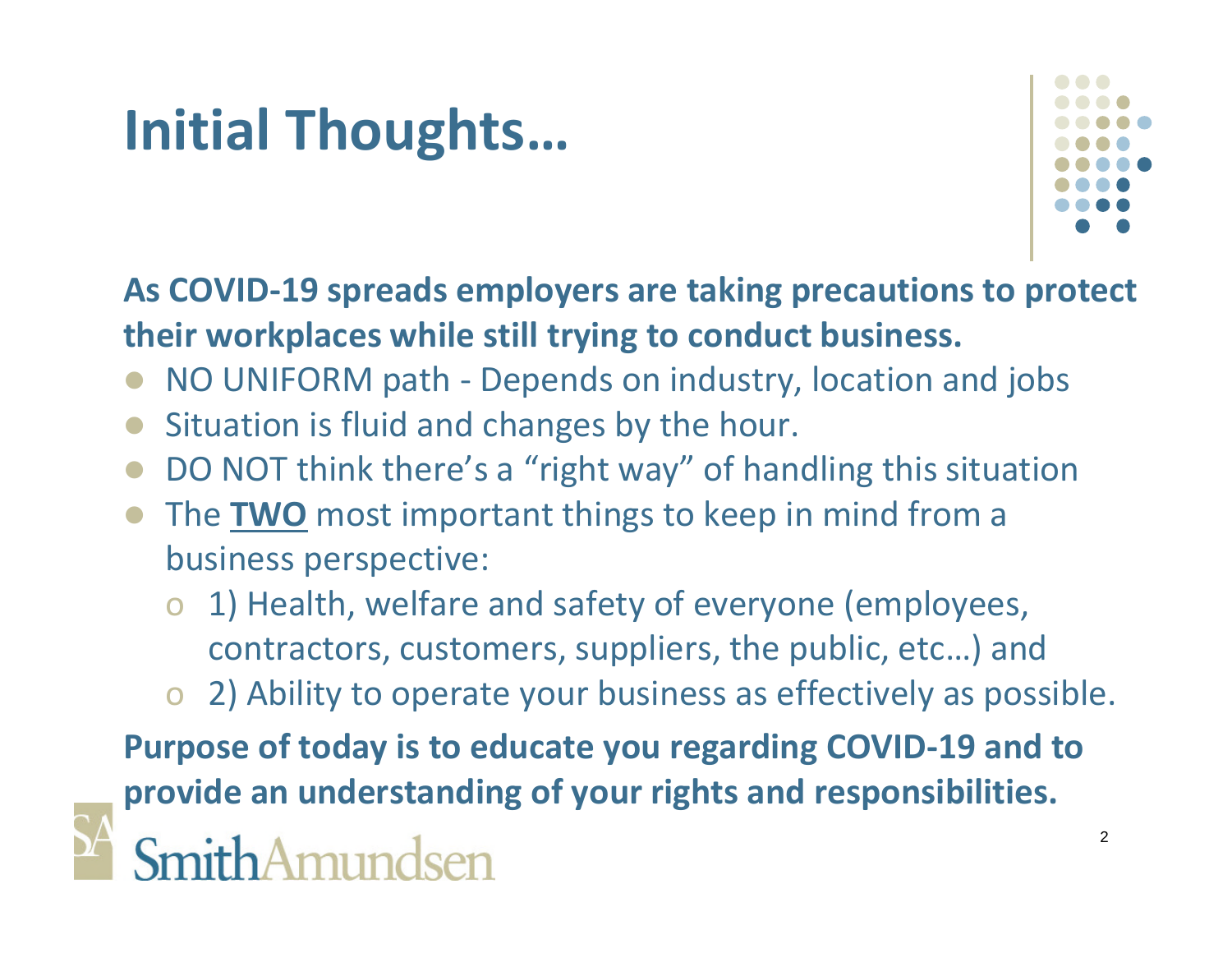# Initial Thoughts…

**As COVID-19 spreads employers are taking precautions to protect their workplaces while still trying to conduct business.**

- NO UNIFORM path - Depends on industry, location and jobs
- Situation is fluid and changes by the hour.
- DO NOT think there's a "right way" of handling this situation
- The **TWO** most important things to keep in mind from a business perspective:
  - 1) Health, welfare and safety of everyone (employees, contractors, customers, suppliers, the public, etc…) and
  - 2) Ability to operate your business as effectively as possible.

**Purpose of today is to educate you regarding COVID-19 and to provide an understanding of your rights and responsibilities.**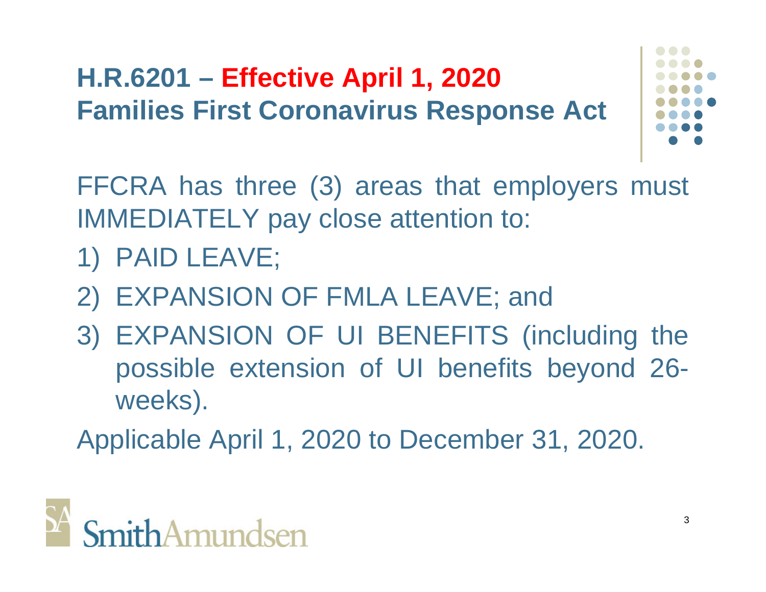## H.R.6201 – Effective April 1, 2020
## Families First Coronavirus Response Act

FFCRA has three (3) areas that employers must IMMEDIATELY pay close attention to:

1) PAID LEAVE;
2) EXPANSION OF FMLA LEAVE; and
3) EXPANSION OF UI BENEFITS (including the possible extension of UI benefits beyond 26-weeks).

Applicable April 1, 2020 to December 31, 2020.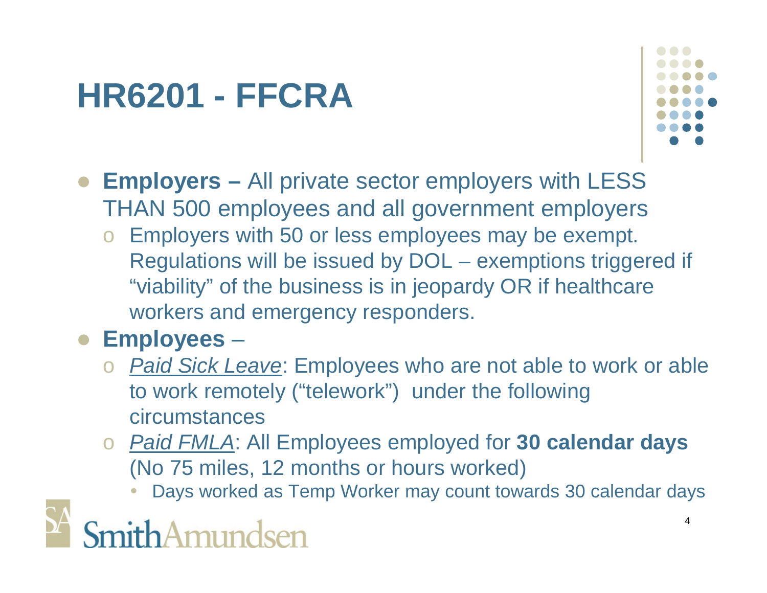# HR6201 - FFCRA

- **Employers –** All private sector employers with LESS THAN 500 employees and all government employers
  - Employers with 50 or less employees may be exempt. Regulations will be issued by DOL – exemptions triggered if "viability" of the business is in jeopardy OR if healthcare workers and emergency responders.
- **Employees** –
  - *Paid Sick Leave*: Employees who are not able to work or able to work remotely ("telework") under the following circumstances
  - *Paid FMLA*: All Employees employed for **30 calendar days** (No 75 miles, 12 months or hours worked)
    - Days worked as Temp Worker may count towards 30 calendar days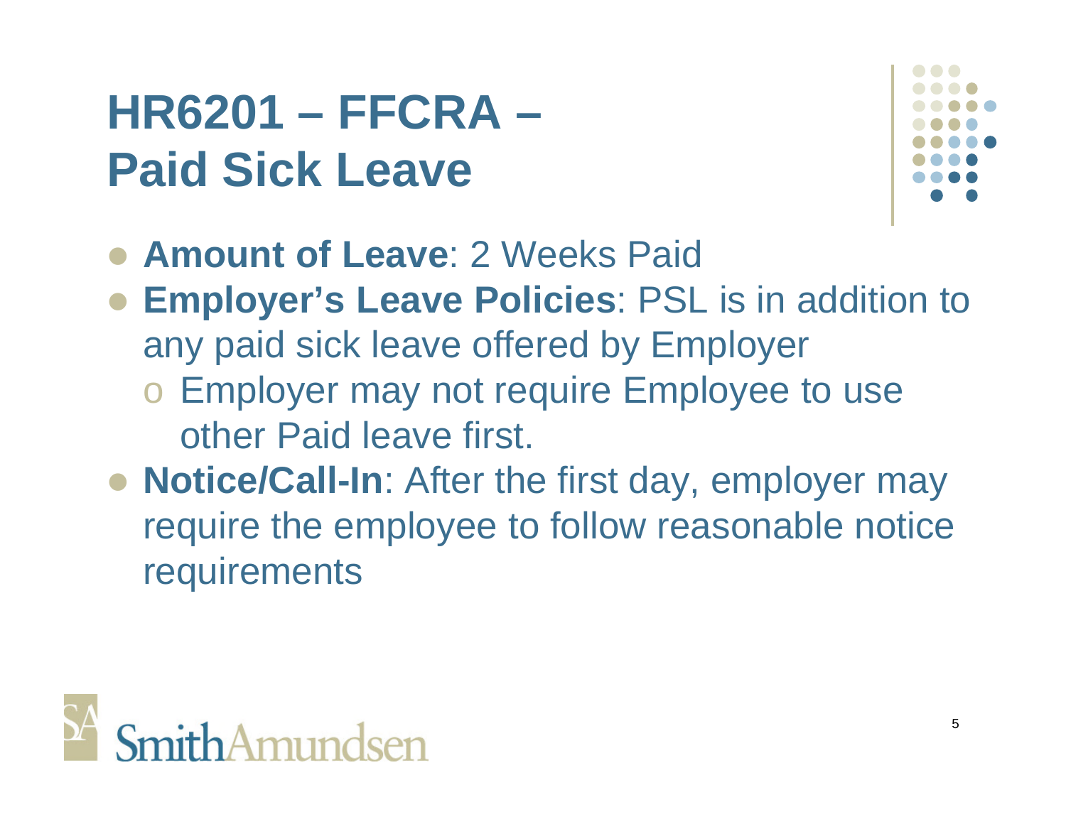# HR6201 – FFCRA – Paid Sick Leave

- **Amount of Leave**: 2 Weeks Paid
- **Employer's Leave Policies**: PSL is in addition to any paid sick leave offered by Employer
  - Employer may not require Employee to use other Paid leave first.
- **Notice/Call-In**: After the first day, employer may require the employee to follow reasonable notice requirements

SmithAmundsen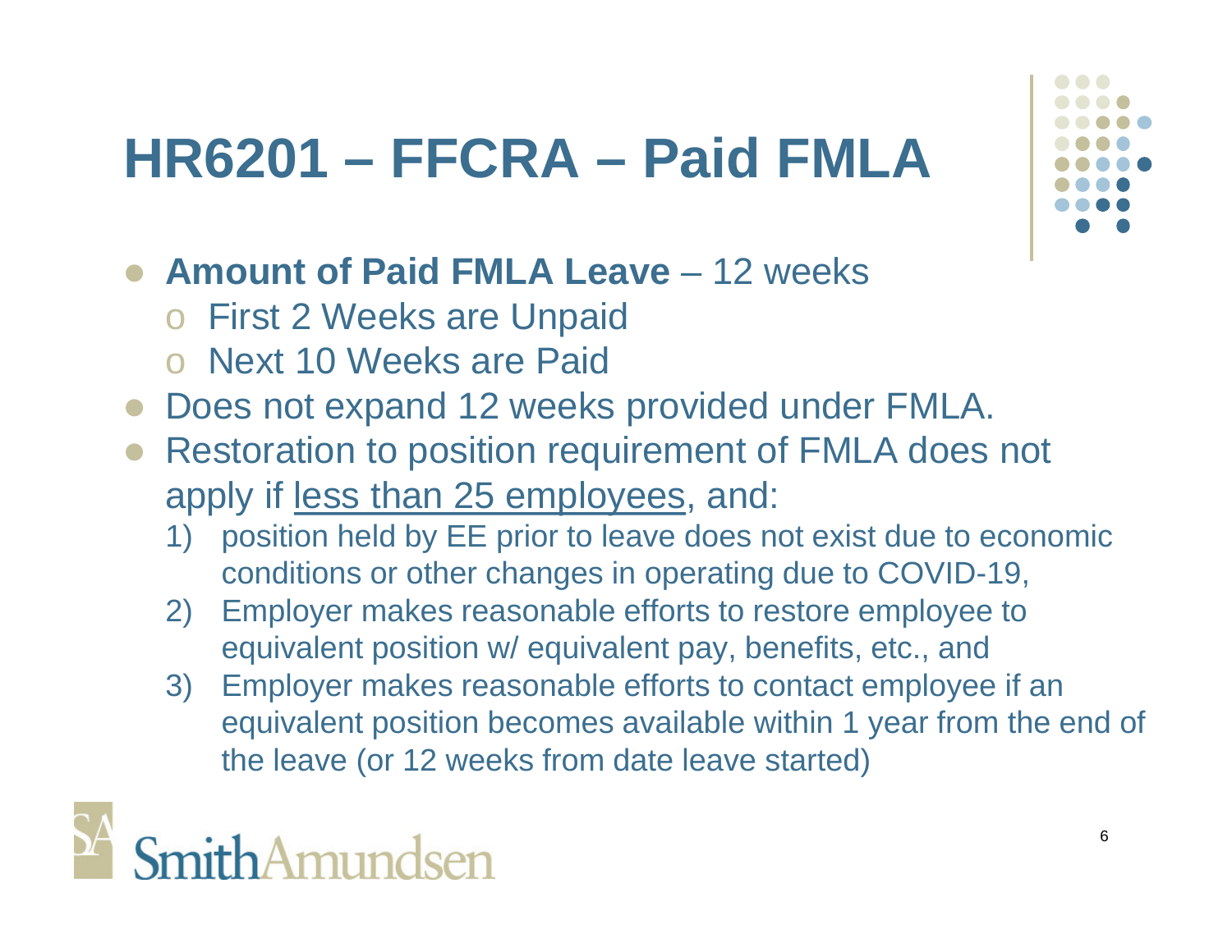# HR6201 – FFCRA – Paid FMLA

- **Amount of Paid FMLA Leave** – 12 weeks
  - First 2 Weeks are Unpaid
  - Next 10 Weeks are Paid
- Does not expand 12 weeks provided under FMLA.
- Restoration to position requirement of FMLA does not apply if <u>less than 25 employees</u>, and:
  1) position held by EE prior to leave does not exist due to economic conditions or other changes in operating due to COVID-19,
  2) Employer makes reasonable efforts to restore employee to equivalent position w/ equivalent pay, benefits, etc., and
  3) Employer makes reasonable efforts to contact employee if an equivalent position becomes available within 1 year from the end of the leave (or 12 weeks from date leave started)

SmithAmundsen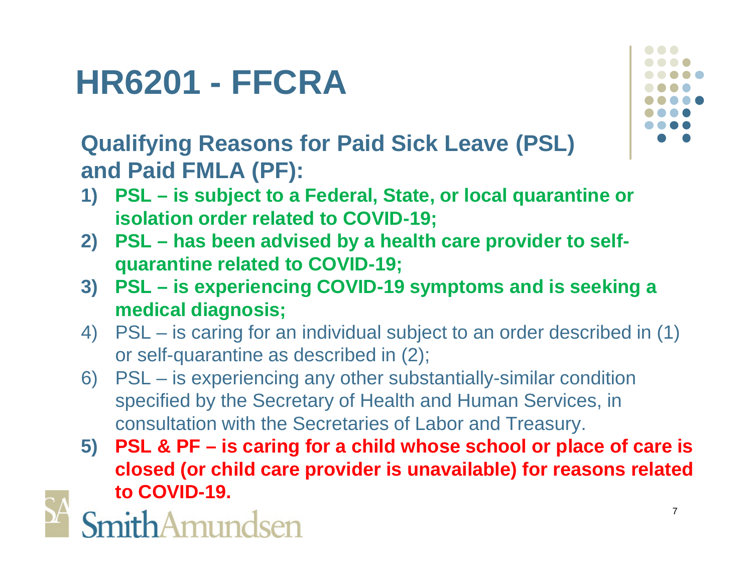# HR6201 - FFCRA

## Qualifying Reasons for Paid Sick Leave (PSL) and Paid FMLA (PF):

1) **PSL – is subject to a Federal, State, or local quarantine or isolation order related to COVID-19;**
2) **PSL – has been advised by a health care provider to self-quarantine related to COVID-19;**
3) **PSL – is experiencing COVID-19 symptoms and is seeking a medical diagnosis;**
4) PSL – is caring for an individual subject to an order described in (1) or self-quarantine as described in (2);
6) PSL – is experiencing any other substantially-similar condition specified by the Secretary of Health and Human Services, in consultation with the Secretaries of Labor and Treasury.
5) **PSL & PF – is caring for a child whose school or place of care is closed (or child care provider is unavailable) for reasons related to COVID-19.**

SmithAmundsen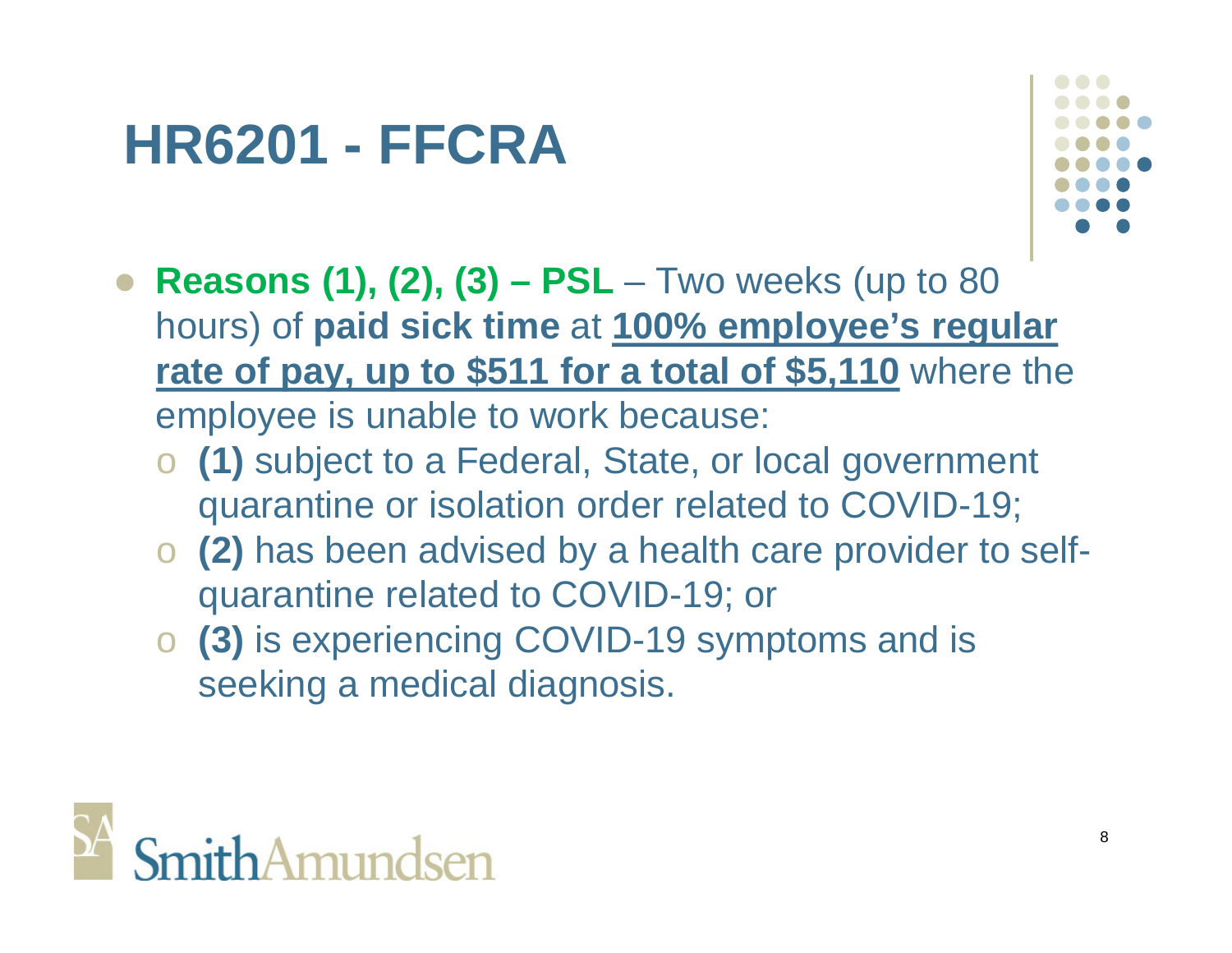# HR6201 - FFCRA

- **Reasons (1), (2), (3) – PSL** – Two weeks (up to 80 hours) of **paid sick time** at **100% employee's regular rate of pay, up to $511 for a total of $5,110** where the employee is unable to work because:
  - **(1)** subject to a Federal, State, or local government quarantine or isolation order related to COVID-19;
  - **(2)** has been advised by a health care provider to self-quarantine related to COVID-19; or
  - **(3)** is experiencing COVID-19 symptoms and is seeking a medical diagnosis.

SmithAmundsen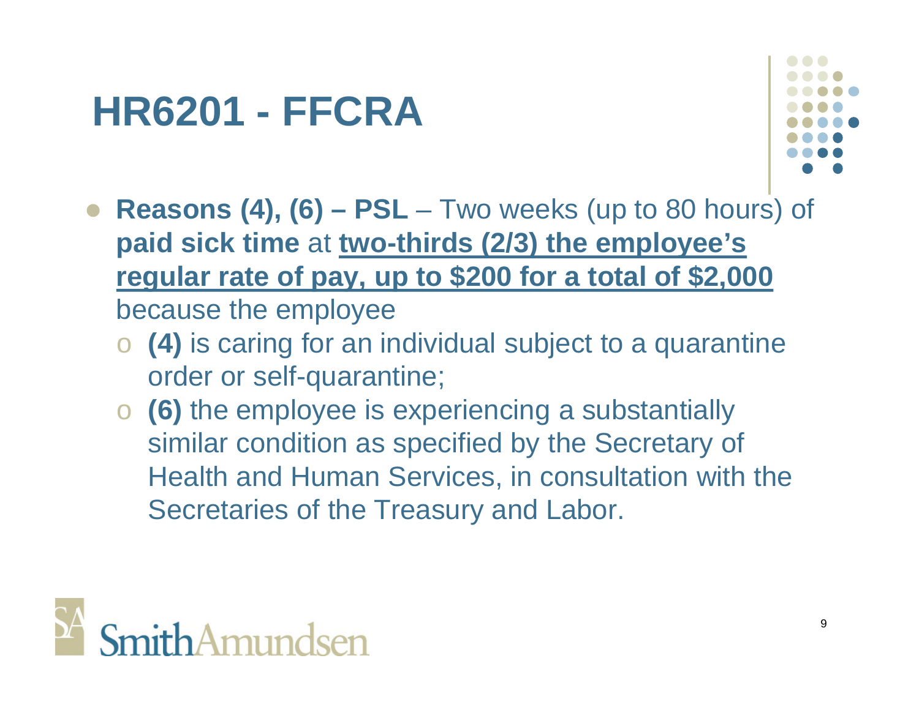# HR6201 - FFCRA

- **Reasons (4), (6) – PSL** – Two weeks (up to 80 hours) of **paid sick time** at **two-thirds (2/3) the employee's regular rate of pay, up to $200 for a total of $2,000** because the employee
  - **(4)** is caring for an individual subject to a quarantine order or self-quarantine;
  - **(6)** the employee is experiencing a substantially similar condition as specified by the Secretary of Health and Human Services, in consultation with the Secretaries of the Treasury and Labor.

SmithAmundsen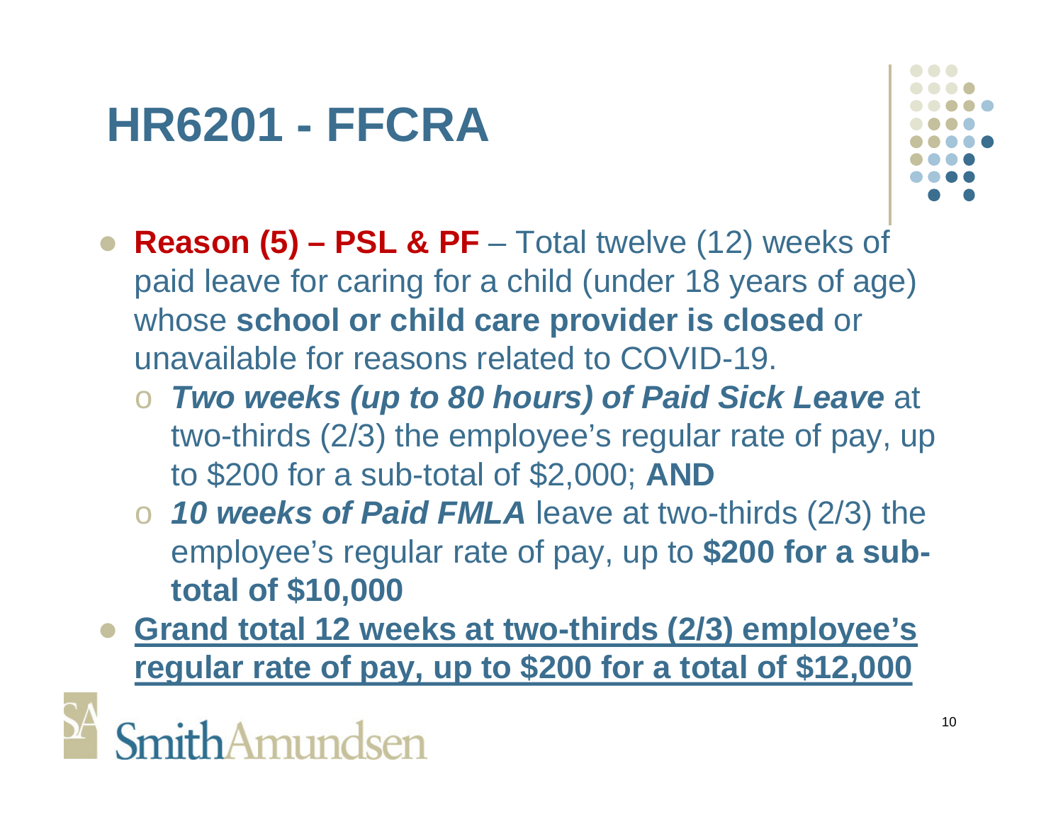# HR6201 - FFCRA

- **Reason (5) – PSL & PF** – Total twelve (12) weeks of paid leave for caring for a child (under 18 years of age) whose **school or child care provider is closed** or unavailable for reasons related to COVID-19.
  - ***Two weeks (up to 80 hours) of Paid Sick Leave*** at two-thirds (2/3) the employee's regular rate of pay, up to $200 for a sub-total of $2,000; **AND**
  - ***10 weeks of Paid FMLA*** leave at two-thirds (2/3) the employee's regular rate of pay, up to **$200 for a sub-total of $10,000**
- **<u>Grand total 12 weeks at two-thirds (2/3) employee's regular rate of pay, up to $200 for a total of $12,000</u>**

SmithAmundsen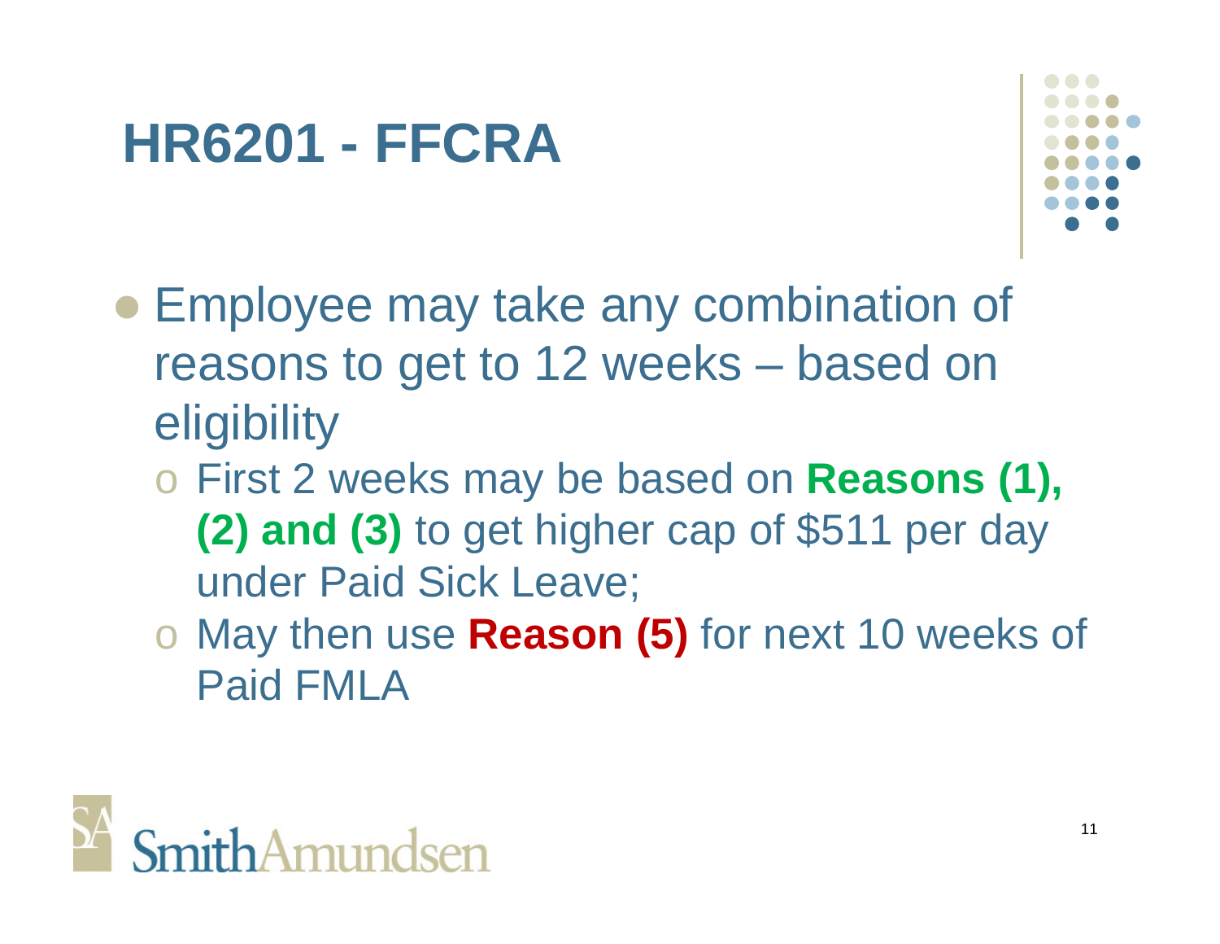# HR6201 - FFCRA

- Employee may take any combination of reasons to get to 12 weeks – based on eligibility
  - First 2 weeks may be based on **Reasons (1), (2) and (3)** to get higher cap of $511 per day under Paid Sick Leave;
  - May then use **Reason (5)** for next 10 weeks of Paid FMLA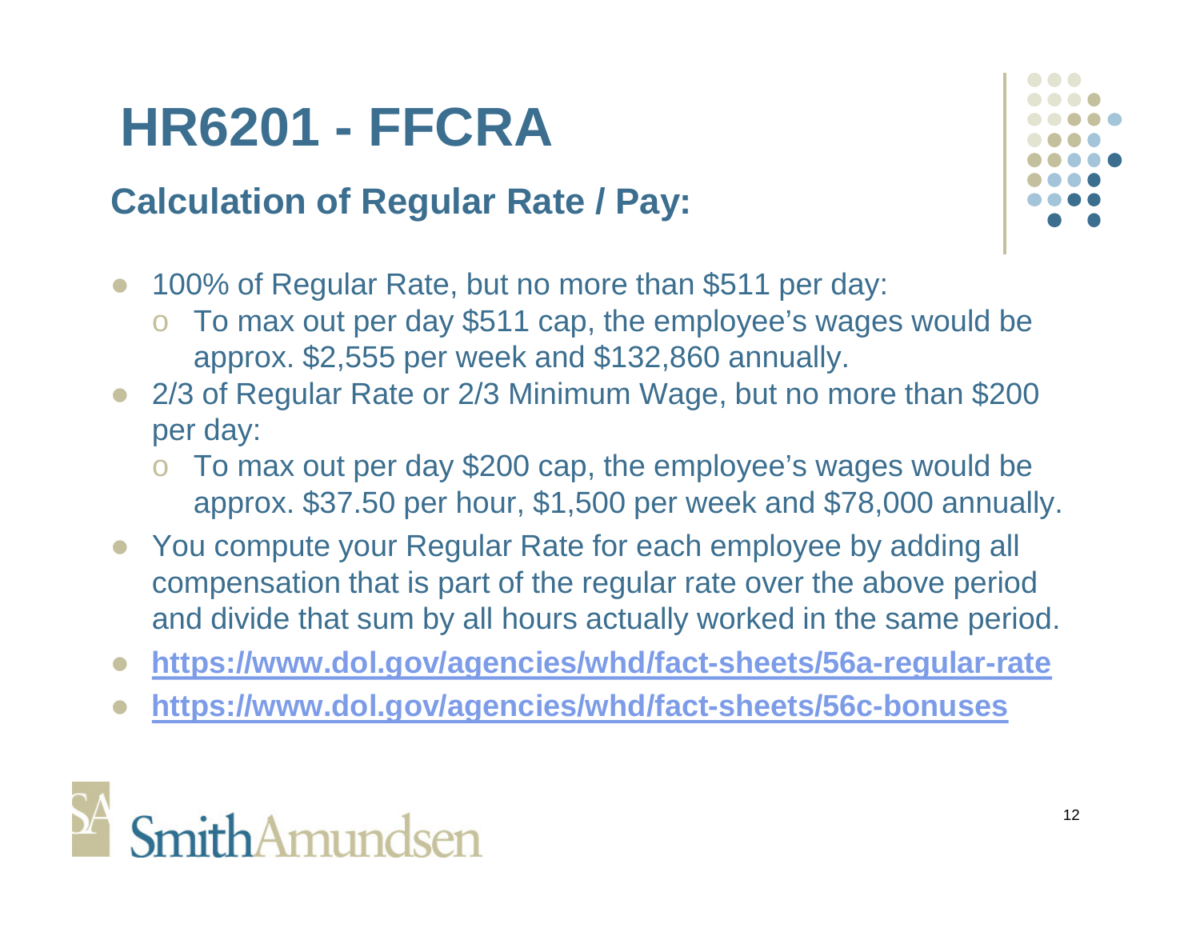# HR6201 - FFCRA

## Calculation of Regular Rate / Pay:

- 100% of Regular Rate, but no more than $511 per day:
  - To max out per day $511 cap, the employee's wages would be approx. $2,555 per week and $132,860 annually.
- 2/3 of Regular Rate or 2/3 Minimum Wage, but no more than $200 per day:
  - To max out per day $200 cap, the employee's wages would be approx. $37.50 per hour, $1,500 per week and $78,000 annually.
- You compute your Regular Rate for each employee by adding all compensation that is part of the regular rate over the above period and divide that sum by all hours actually worked in the same period.
- **https://www.dol.gov/agencies/whd/fact-sheets/56a-regular-rate**
- **https://www.dol.gov/agencies/whd/fact-sheets/56c-bonuses**

SA SmithAmundsen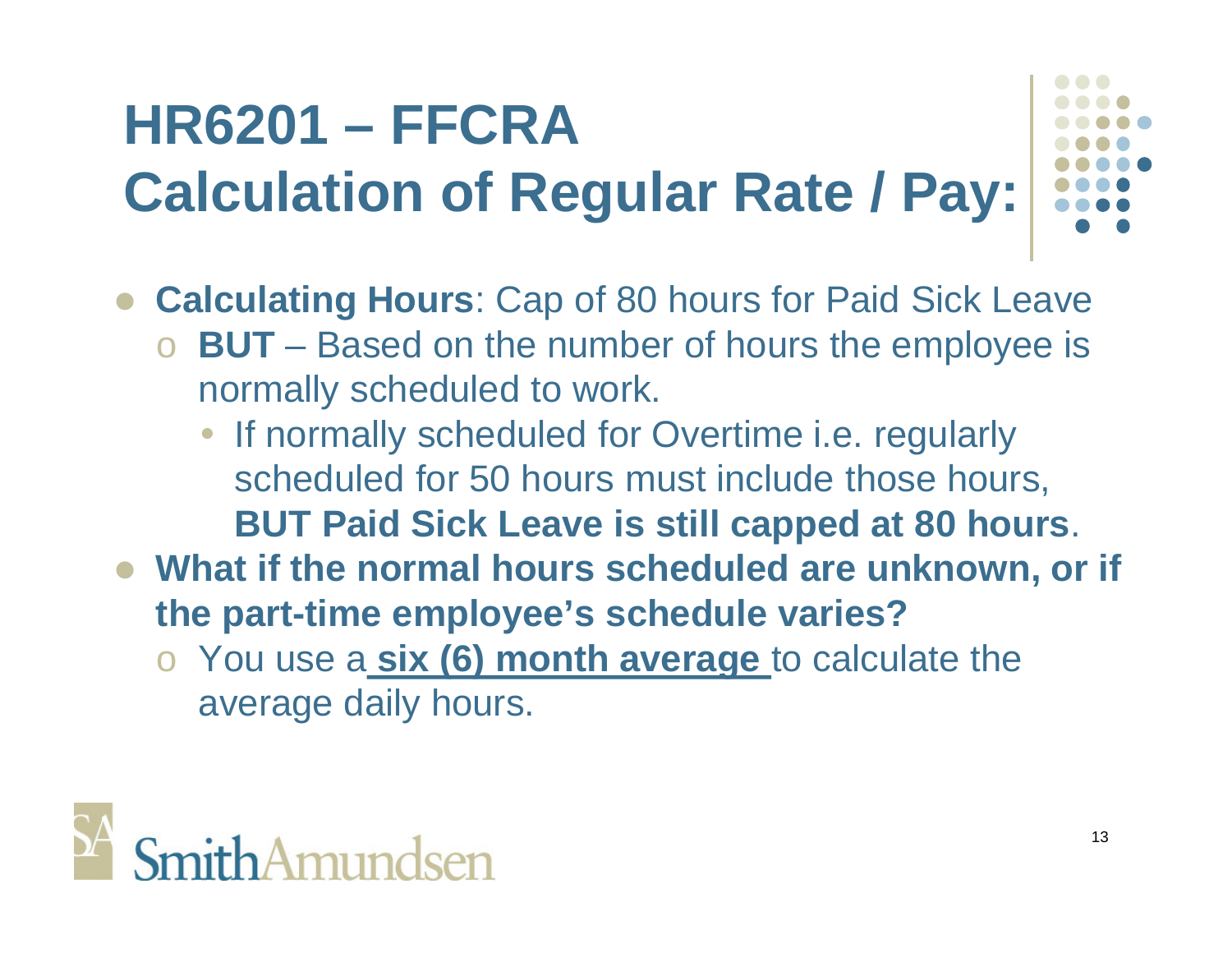# HR6201 – FFCRA Calculation of Regular Rate / Pay:

- **Calculating Hours**: Cap of 80 hours for Paid Sick Leave
  - **BUT** – Based on the number of hours the employee is normally scheduled to work.
    - If normally scheduled for Overtime i.e. regularly scheduled for 50 hours must include those hours, **BUT Paid Sick Leave is still capped at 80 hours**.
- **What if the normal hours scheduled are unknown, or if the part-time employee's schedule varies?**
  - You use a **six (6) month average** to calculate the average daily hours.

SmithAmundsen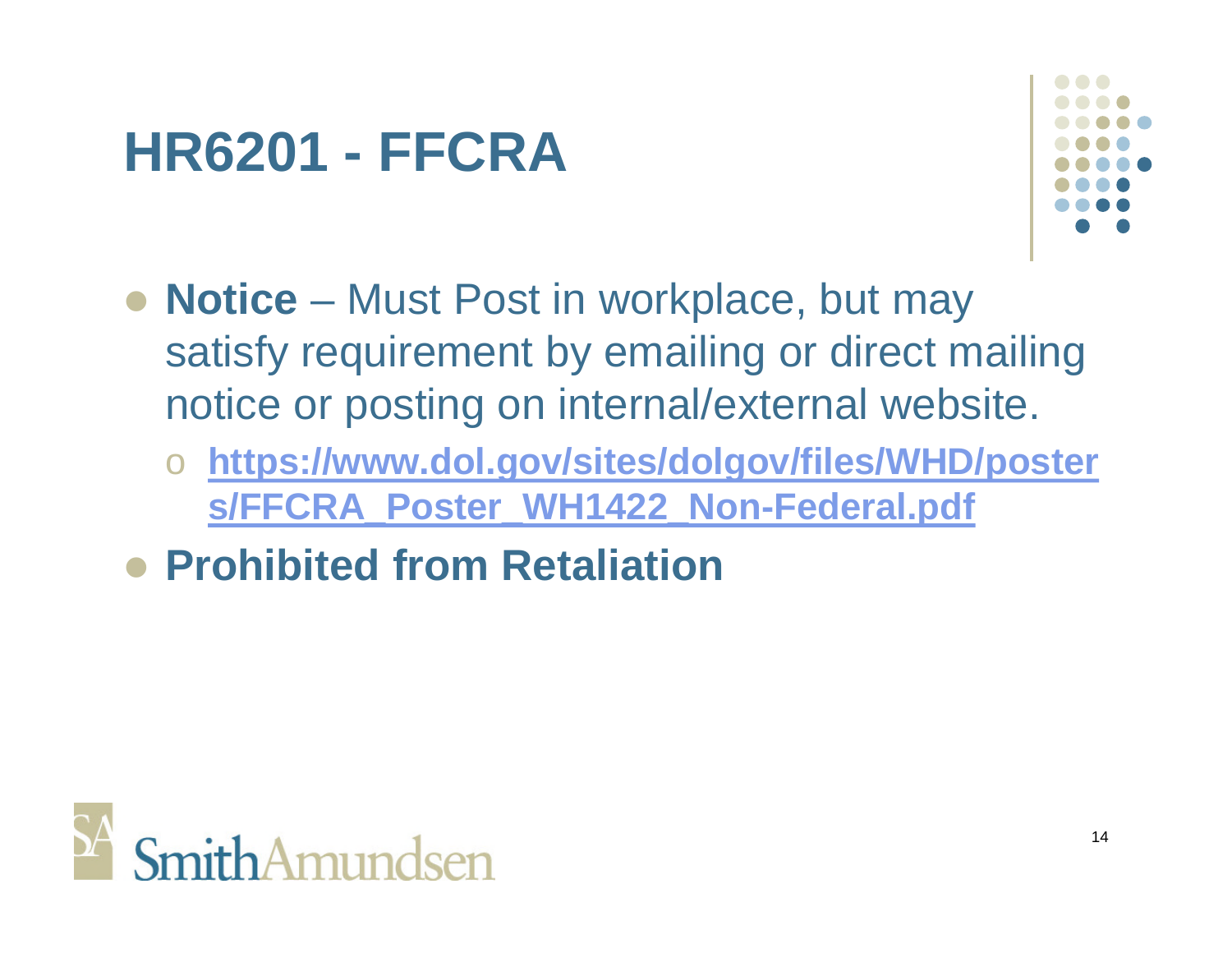# HR6201 - FFCRA

- **Notice** – Must Post in workplace, but may satisfy requirement by emailing or direct mailing notice or posting on internal/external website.
  - https://www.dol.gov/sites/dolgov/files/WHD/posters/FFCRA_Poster_WH1422_Non-Federal.pdf
- **Prohibited from Retaliation**

SmithAmundsen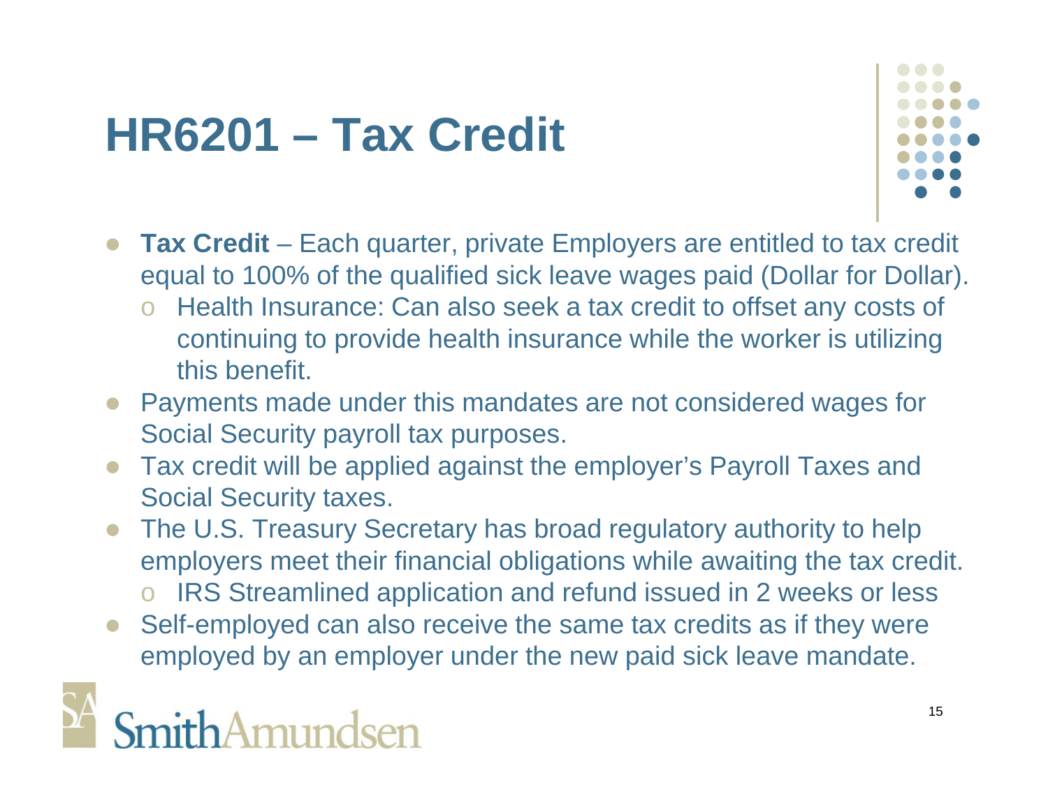# HR6201 – Tax Credit

- **Tax Credit** – Each quarter, private Employers are entitled to tax credit equal to 100% of the qualified sick leave wages paid (Dollar for Dollar).
  - Health Insurance: Can also seek a tax credit to offset any costs of continuing to provide health insurance while the worker is utilizing this benefit.
- Payments made under this mandates are not considered wages for Social Security payroll tax purposes.
- Tax credit will be applied against the employer's Payroll Taxes and Social Security taxes.
- The U.S. Treasury Secretary has broad regulatory authority to help employers meet their financial obligations while awaiting the tax credit.
  - IRS Streamlined application and refund issued in 2 weeks or less
- Self-employed can also receive the same tax credits as if they were employed by an employer under the new paid sick leave mandate.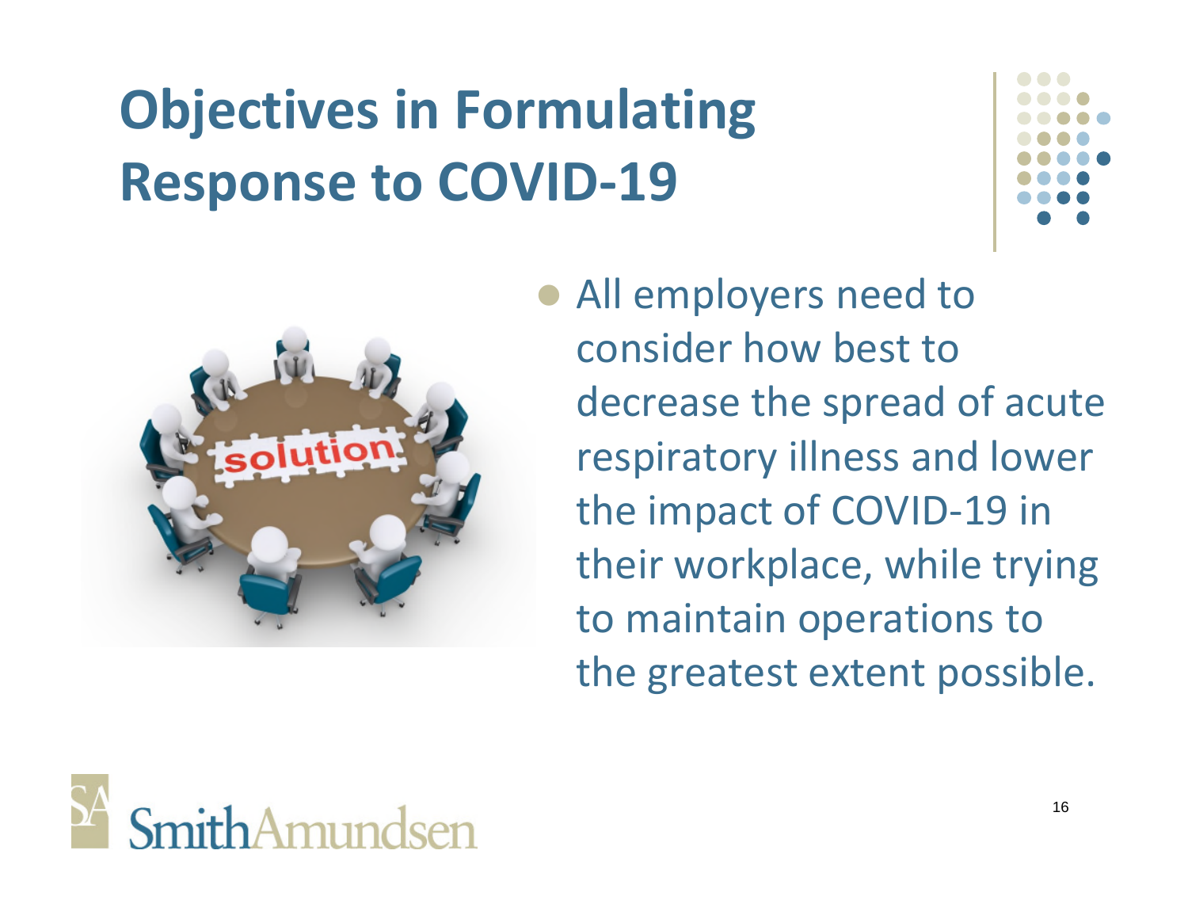# Objectives in Formulating Response to COVID-19

- All employers need to consider how best to decrease the spread of acute respiratory illness and lower the impact of COVID-19 in their workplace, while trying to maintain operations to the greatest extent possible.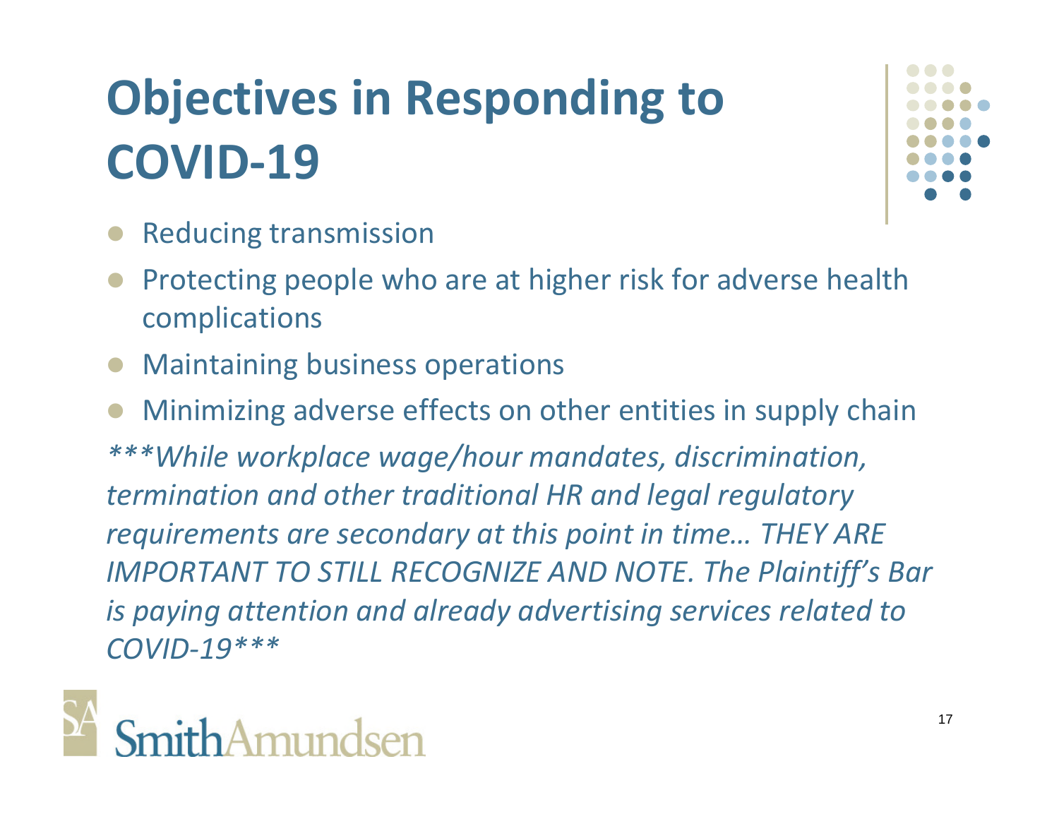# Objectives in Responding to COVID-19

- Reducing transmission
- Protecting people who are at higher risk for adverse health complications
- Maintaining business operations
- Minimizing adverse effects on other entities in supply chain

****While workplace wage/hour mandates, discrimination, termination and other traditional HR and legal regulatory requirements are secondary at this point in time… THEY ARE IMPORTANT TO STILL RECOGNIZE AND NOTE. The Plaintiff's Bar is paying attention and already advertising services related to COVID-19****

SmithAmundsen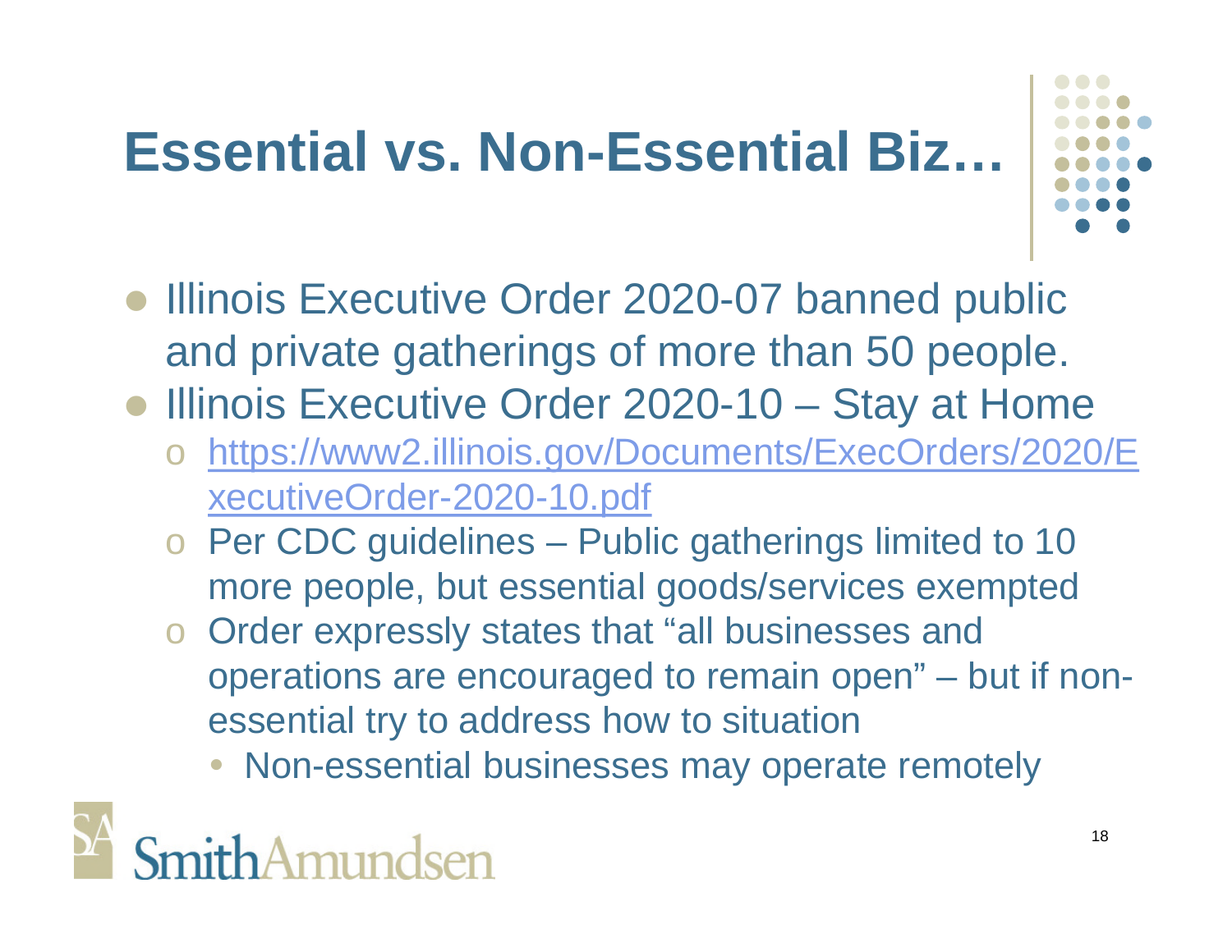# Essential vs. Non-Essential Biz…

- Illinois Executive Order 2020-07 banned public and private gatherings of more than 50 people.
- Illinois Executive Order 2020-10 – Stay at Home
  - https://www2.illinois.gov/Documents/ExecOrders/2020/ExecutiveOrder-2020-10.pdf
  - Per CDC guidelines – Public gatherings limited to 10 more people, but essential goods/services exempted
  - Order expressly states that "all businesses and operations are encouraged to remain open" – but if non-essential try to address how to situation
    - Non-essential businesses may operate remotely

SmithAmundsen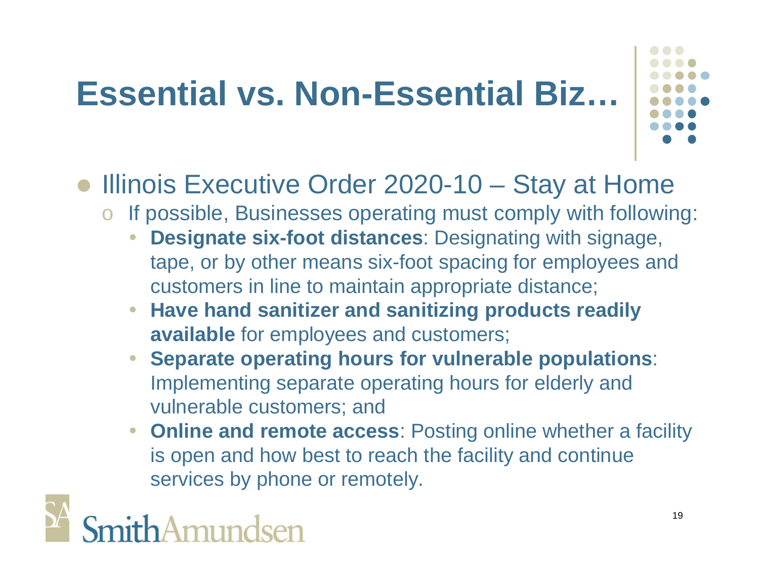# Essential vs. Non-Essential Biz…

- Illinois Executive Order 2020-10 – Stay at Home
  - If possible, Businesses operating must comply with following:
    - **Designate six-foot distances**: Designating with signage, tape, or by other means six-foot spacing for employees and customers in line to maintain appropriate distance;
    - **Have hand sanitizer and sanitizing products readily available** for employees and customers;
    - **Separate operating hours for vulnerable populations**: Implementing separate operating hours for elderly and vulnerable customers; and
    - **Online and remote access**: Posting online whether a facility is open and how best to reach the facility and continue services by phone or remotely.

SmithAmundsen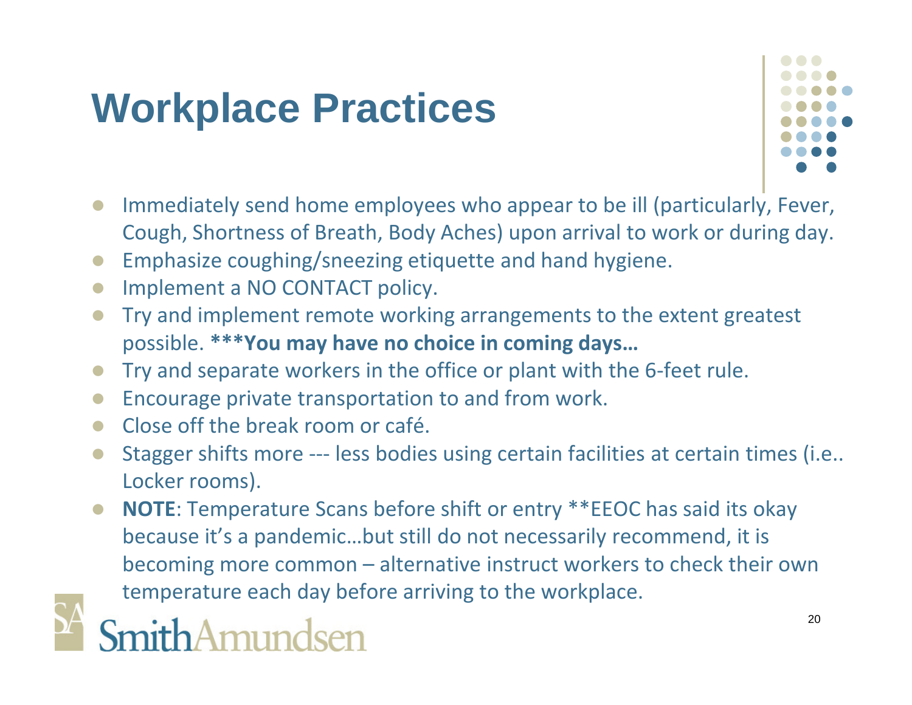# Workplace Practices

- Immediately send home employees who appear to be ill (particularly, Fever, Cough, Shortness of Breath, Body Aches) upon arrival to work or during day.
- Emphasize coughing/sneezing etiquette and hand hygiene.
- Implement a NO CONTACT policy.
- Try and implement remote working arrangements to the extent greatest possible. **\*\*\*You may have no choice in coming days…**
- Try and separate workers in the office or plant with the 6-feet rule.
- Encourage private transportation to and from work.
- Close off the break room or café.
- Stagger shifts more --- less bodies using certain facilities at certain times (i.e.. Locker rooms).
- **NOTE**: Temperature Scans before shift or entry **EEOC has said its okay because it's a pandemic…but still do not necessarily recommend, it is becoming more common – alternative instruct workers to check their own temperature each day before arriving to the workplace.

SmithAmundsen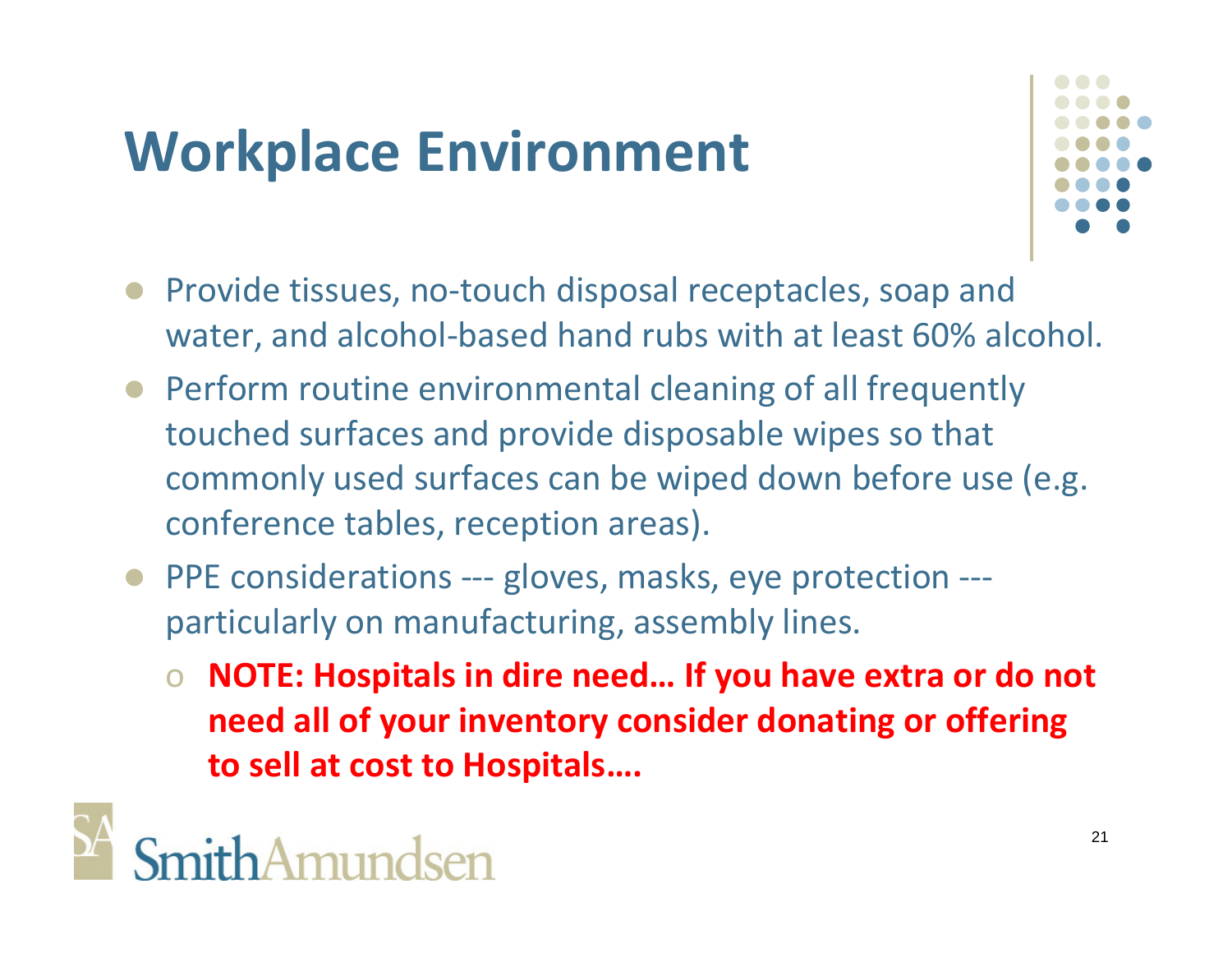# Workplace Environment

- Provide tissues, no-touch disposal receptacles, soap and water, and alcohol-based hand rubs with at least 60% alcohol.
- Perform routine environmental cleaning of all frequently touched surfaces and provide disposable wipes so that commonly used surfaces can be wiped down before use (e.g. conference tables, reception areas).
- PPE considerations --- gloves, masks, eye protection --- particularly on manufacturing, assembly lines.
  - **NOTE: Hospitals in dire need… If you have extra or do not need all of your inventory consider donating or offering to sell at cost to Hospitals….**

SmithAmundsen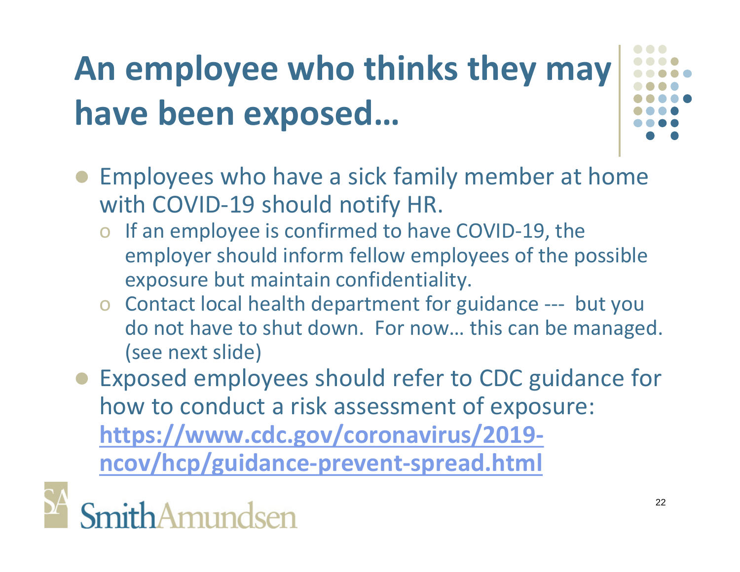# An employee who thinks they may have been exposed…

- Employees who have a sick family member at home with COVID-19 should notify HR.
  - If an employee is confirmed to have COVID-19, the employer should inform fellow employees of the possible exposure but maintain confidentiality.
  - Contact local health department for guidance --- but you do not have to shut down. For now… this can be managed. (see next slide)
- Exposed employees should refer to CDC guidance for how to conduct a risk assessment of exposure: **https://www.cdc.gov/coronavirus/2019-ncov/hcp/guidance-prevent-spread.html**

SmithAmundsen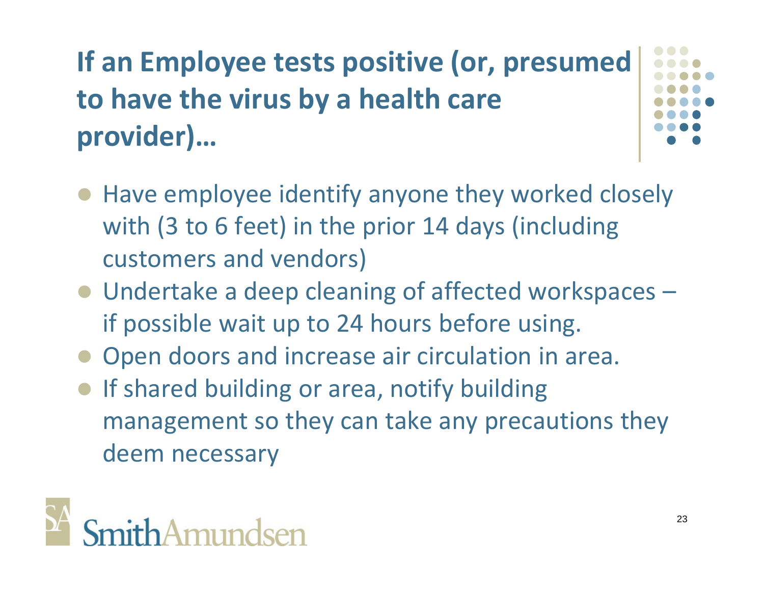# If an Employee tests positive (or, presumed to have the virus by a health care provider)…

- Have employee identify anyone they worked closely with (3 to 6 feet) in the prior 14 days (including customers and vendors)
- Undertake a deep cleaning of affected workspaces – if possible wait up to 24 hours before using.
- Open doors and increase air circulation in area.
- If shared building or area, notify building management so they can take any precautions they deem necessary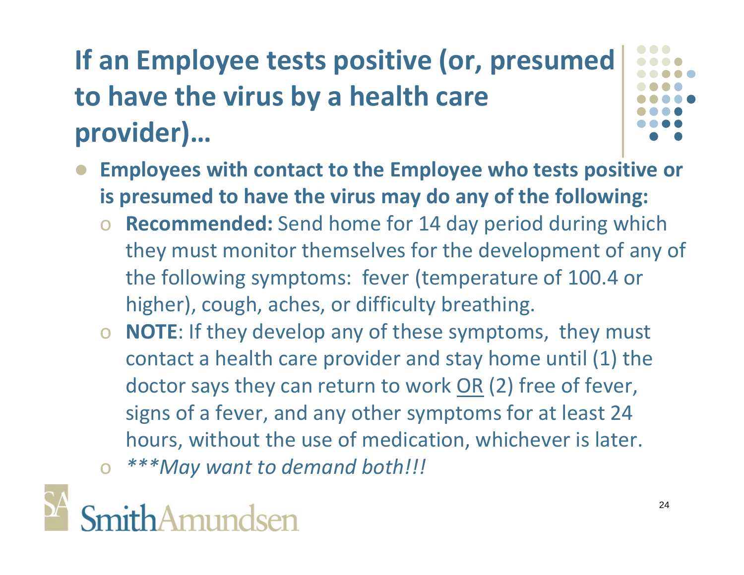# If an Employee tests positive (or, presumed to have the virus by a health care provider)…

- **Employees with contact to the Employee who tests positive or is presumed to have the virus may do any of the following:**
  - **Recommended:** Send home for 14 day period during which they must monitor themselves for the development of any of the following symptoms: fever (temperature of 100.4 or higher), cough, aches, or difficulty breathing.
  - **NOTE**: If they develop any of these symptoms, they must contact a health care provider and stay home until (1) the doctor says they can return to work OR (2) free of fever, signs of a fever, and any other symptoms for at least 24 hours, without the use of medication, whichever is later.
  - ****\*May want to demand both!!!***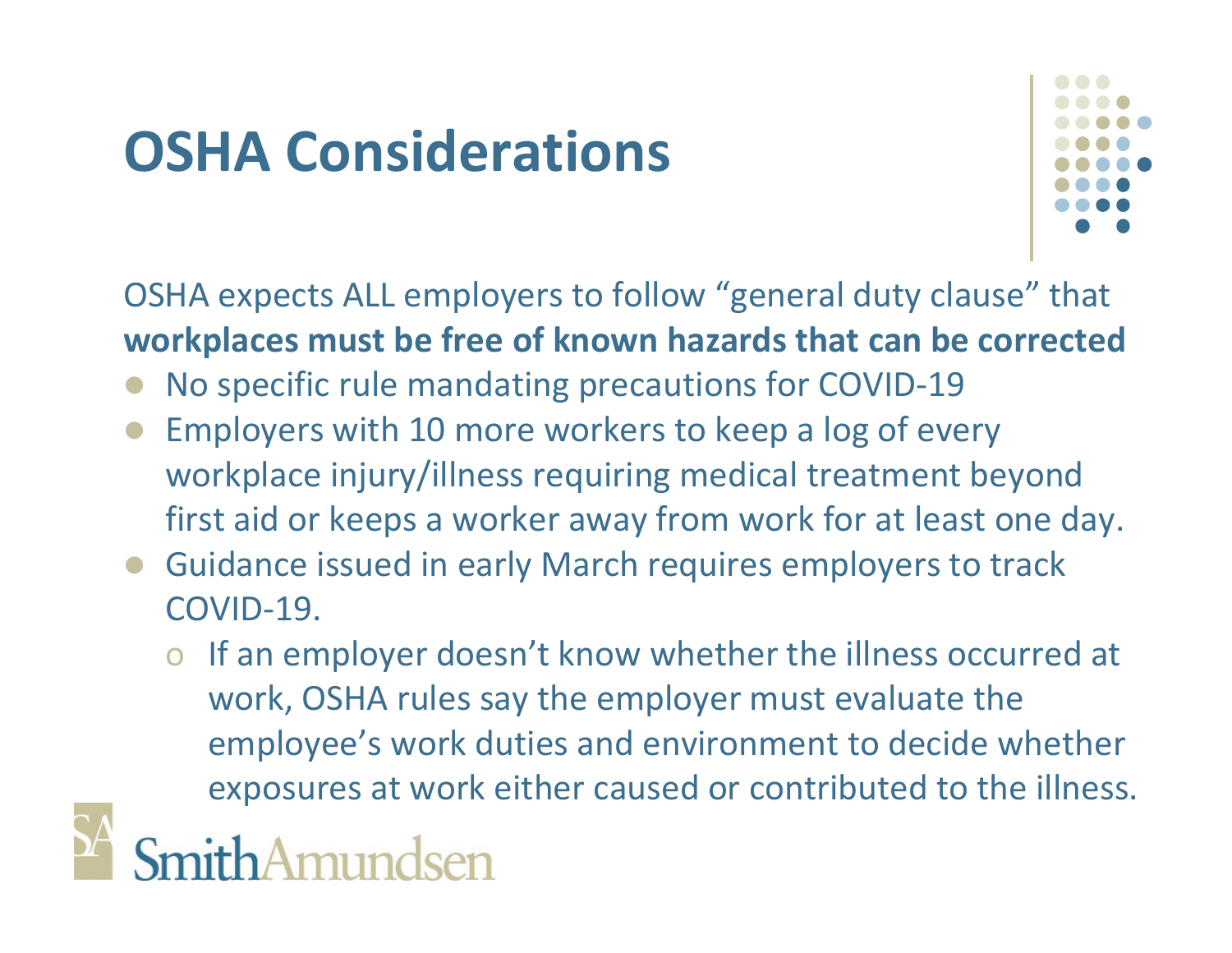# OSHA Considerations

OSHA expects ALL employers to follow "general duty clause" that **workplaces must be free of known hazards that can be corrected**

- No specific rule mandating precautions for COVID-19
- Employers with 10 more workers to keep a log of every workplace injury/illness requiring medical treatment beyond first aid or keeps a worker away from work for at least one day.
- Guidance issued in early March requires employers to track COVID-19.
  - If an employer doesn't know whether the illness occurred at work, OSHA rules say the employer must evaluate the employee's work duties and environment to decide whether exposures at work either caused or contributed to the illness.

SmithAmundsen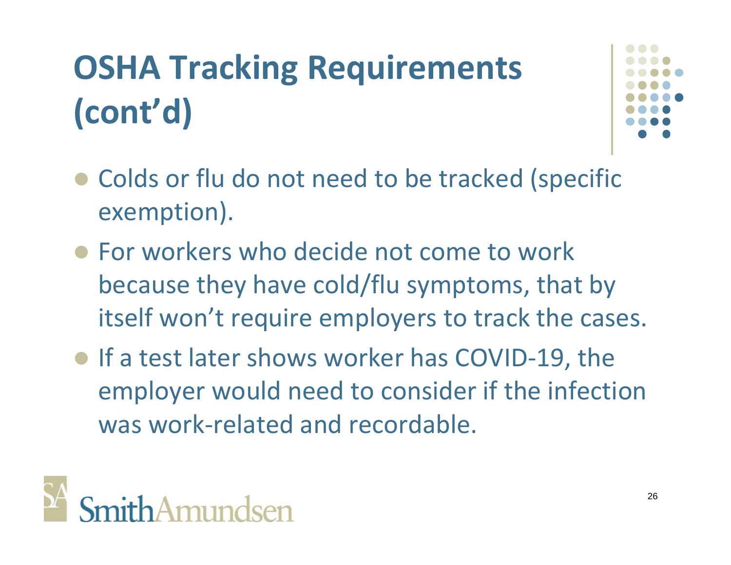# OSHA Tracking Requirements (cont'd)

- Colds or flu do not need to be tracked (specific exemption).
- For workers who decide not come to work because they have cold/flu symptoms, that by itself won't require employers to track the cases.
- If a test later shows worker has COVID-19, the employer would need to consider if the infection was work-related and recordable.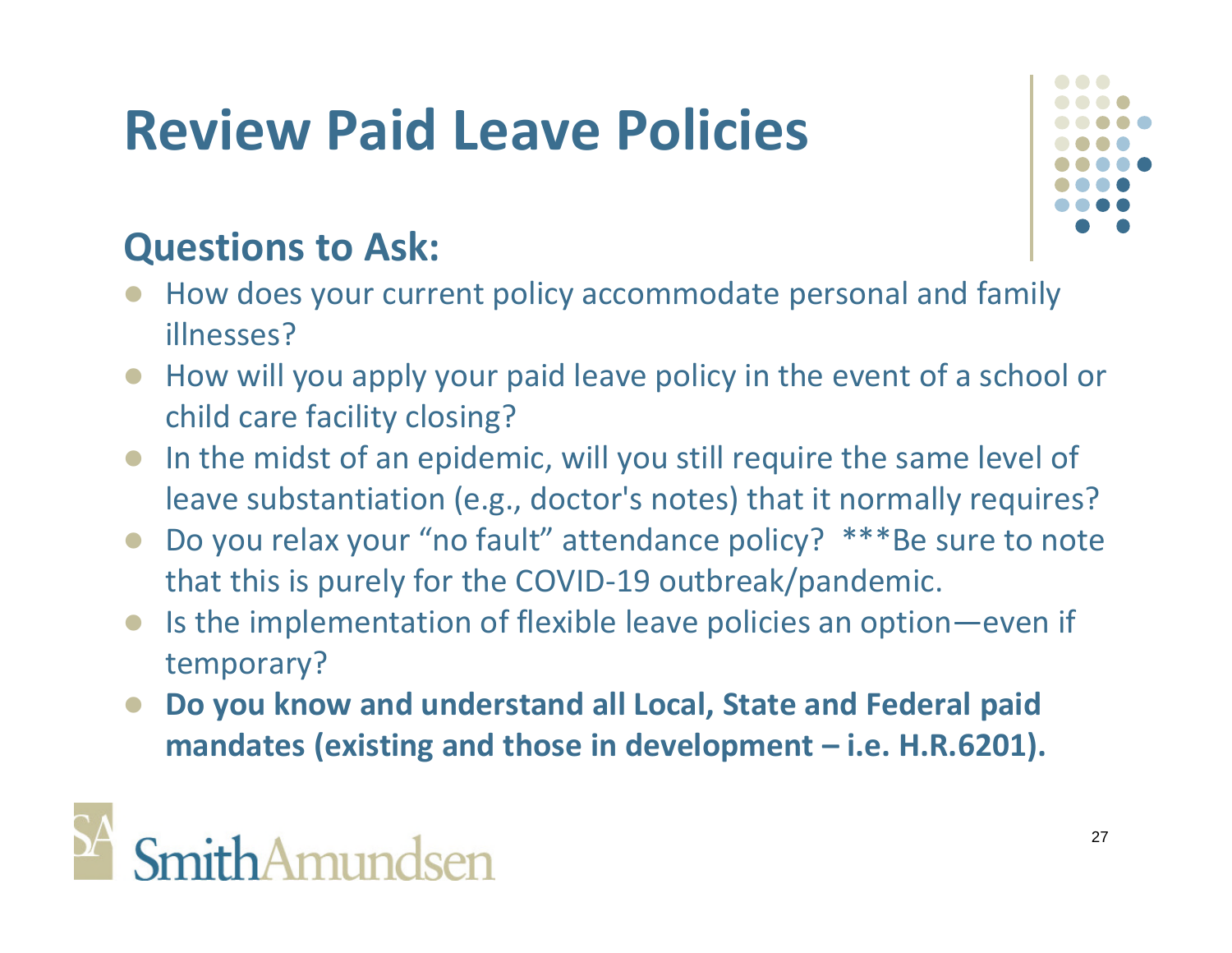# Review Paid Leave Policies

## Questions to Ask:

- How does your current policy accommodate personal and family illnesses?
- How will you apply your paid leave policy in the event of a school or child care facility closing?
- In the midst of an epidemic, will you still require the same level of leave substantiation (e.g., doctor's notes) that it normally requires?
- Do you relax your "no fault" attendance policy? ***Be sure to note that this is purely for the COVID-19 outbreak/pandemic.
- Is the implementation of flexible leave policies an option—even if temporary?
- **Do you know and understand all Local, State and Federal paid mandates (existing and those in development – i.e. H.R.6201).**

SmithAmundsen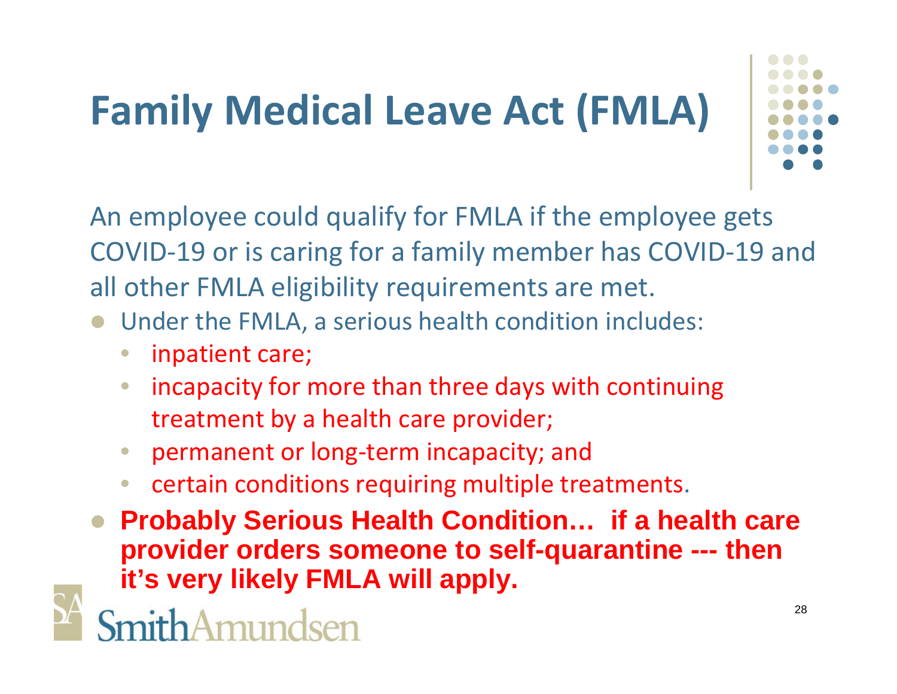# Family Medical Leave Act (FMLA)

An employee could qualify for FMLA if the employee gets COVID-19 or is caring for a family member has COVID-19 and all other FMLA eligibility requirements are met.

- Under the FMLA, a serious health condition includes:
  - inpatient care;
  - incapacity for more than three days with continuing treatment by a health care provider;
  - permanent or long-term incapacity; and
  - certain conditions requiring multiple treatments.
- **Probably Serious Health Condition… if a health care provider orders someone to self-quarantine --- then it's very likely FMLA will apply.**

SmithAmundsen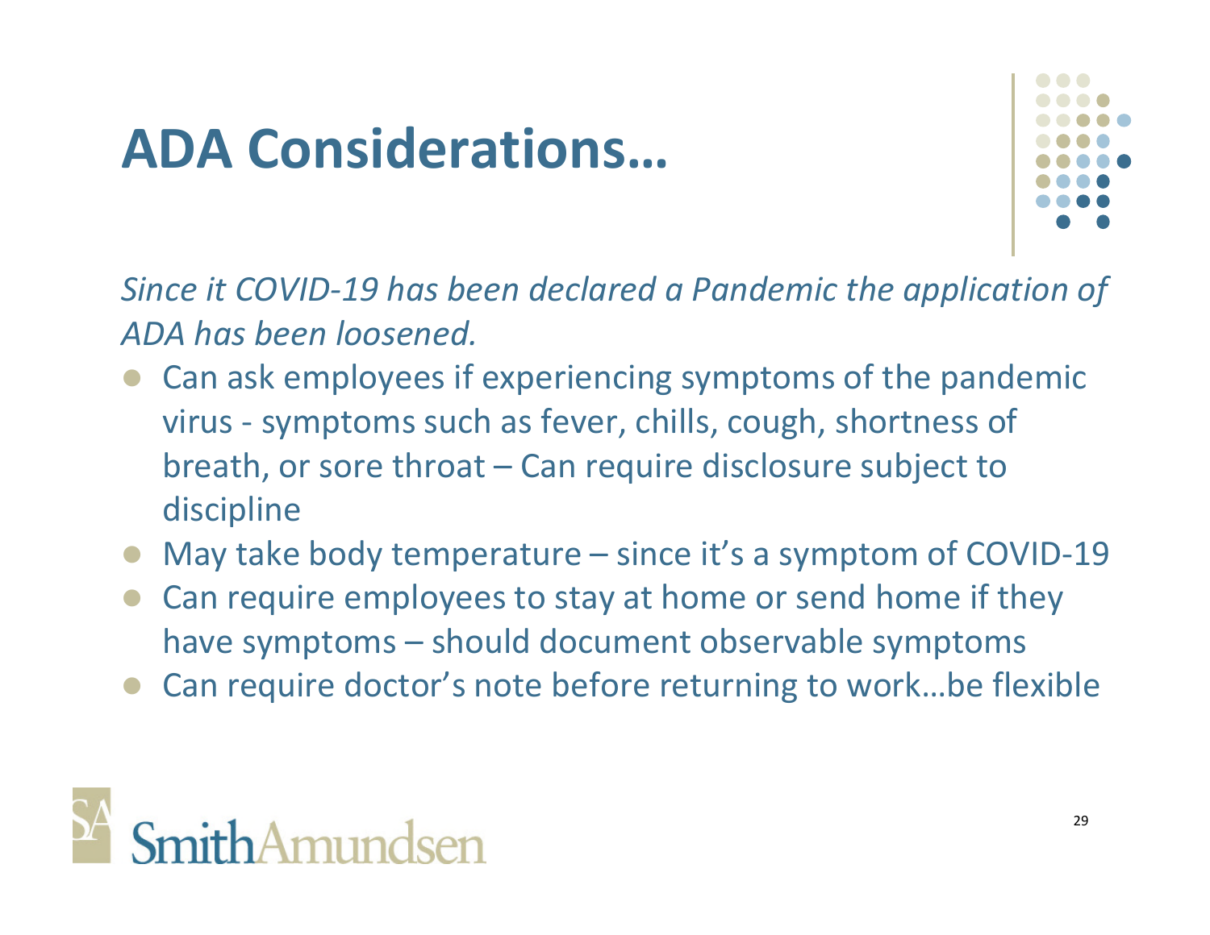# ADA Considerations…

*Since it COVID-19 has been declared a Pandemic the application of ADA has been loosened.*

- Can ask employees if experiencing symptoms of the pandemic virus - symptoms such as fever, chills, cough, shortness of breath, or sore throat – Can require disclosure subject to discipline
- May take body temperature – since it's a symptom of COVID-19
- Can require employees to stay at home or send home if they have symptoms – should document observable symptoms
- Can require doctor's note before returning to work…be flexible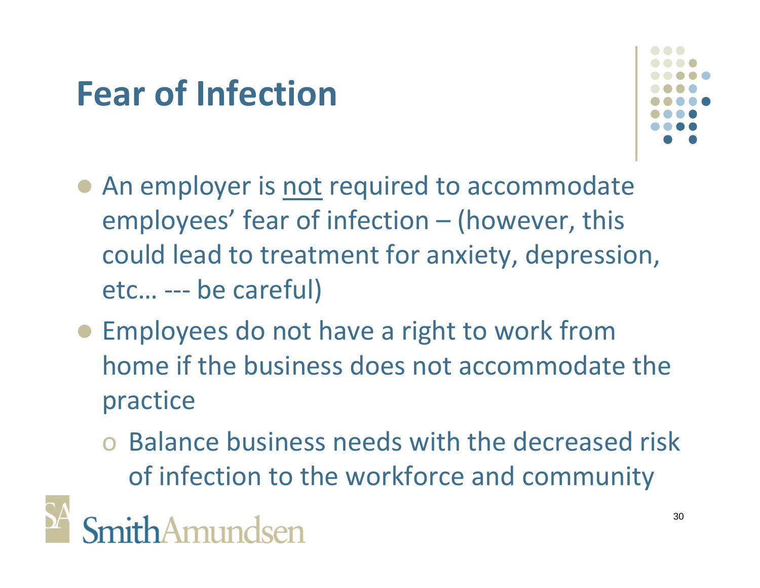# Fear of Infection

- An employer is <u>not</u> required to accommodate employees' fear of infection – (however, this could lead to treatment for anxiety, depression, etc… --- be careful)
- Employees do not have a right to work from home if the business does not accommodate the practice
  - Balance business needs with the decreased risk of infection to the workforce and community

SmithAmundsen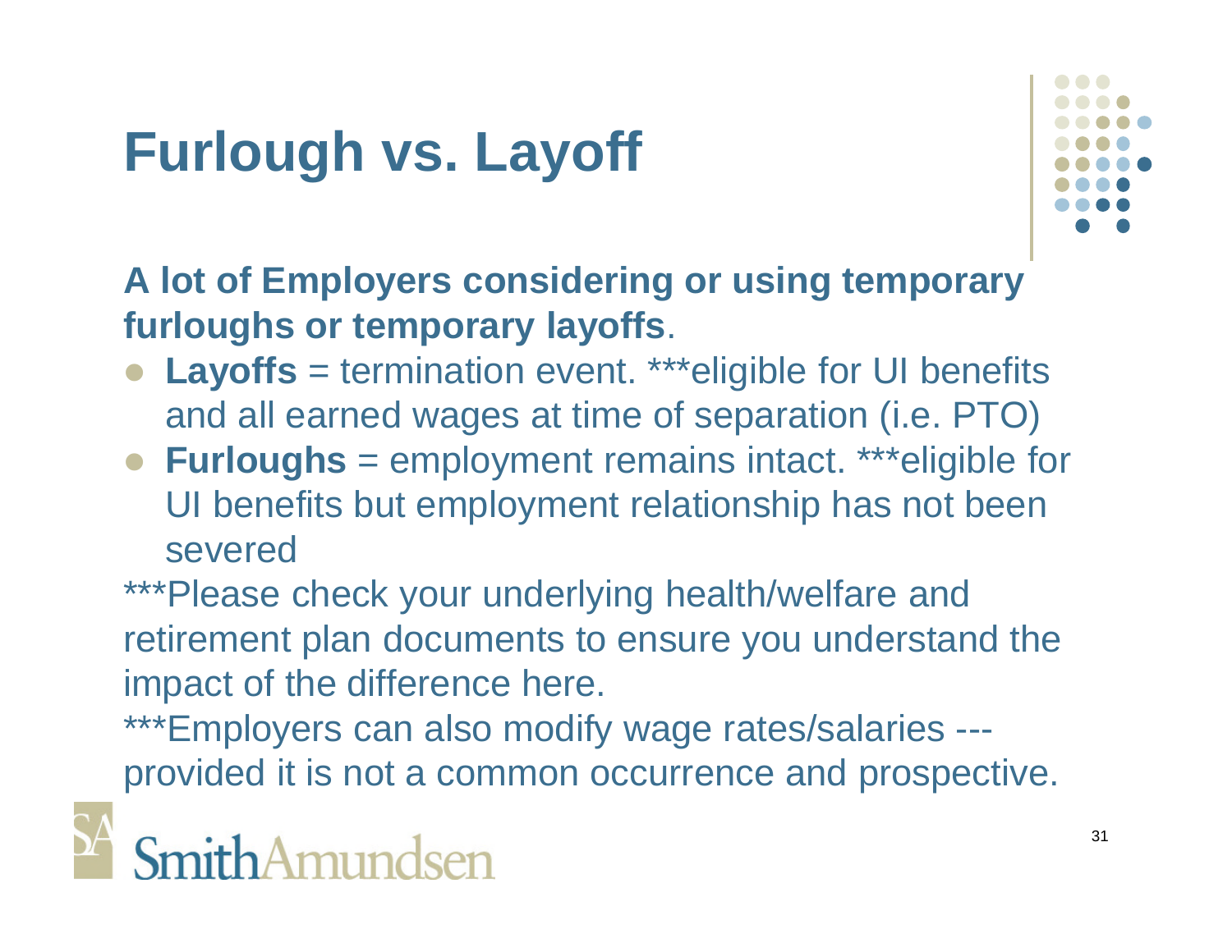# Furlough vs. Layoff

**A lot of Employers considering or using temporary furloughs or temporary layoffs**.

- **Layoffs** = termination event. ***eligible for UI benefits and all earned wages at time of separation (i.e. PTO)
- **Furloughs** = employment remains intact. ***eligible for UI benefits but employment relationship has not been severed

***Please check your underlying health/welfare and retirement plan documents to ensure you understand the impact of the difference here.

***Employers can also modify wage rates/salaries --- provided it is not a common occurrence and prospective.

SmithAmundsen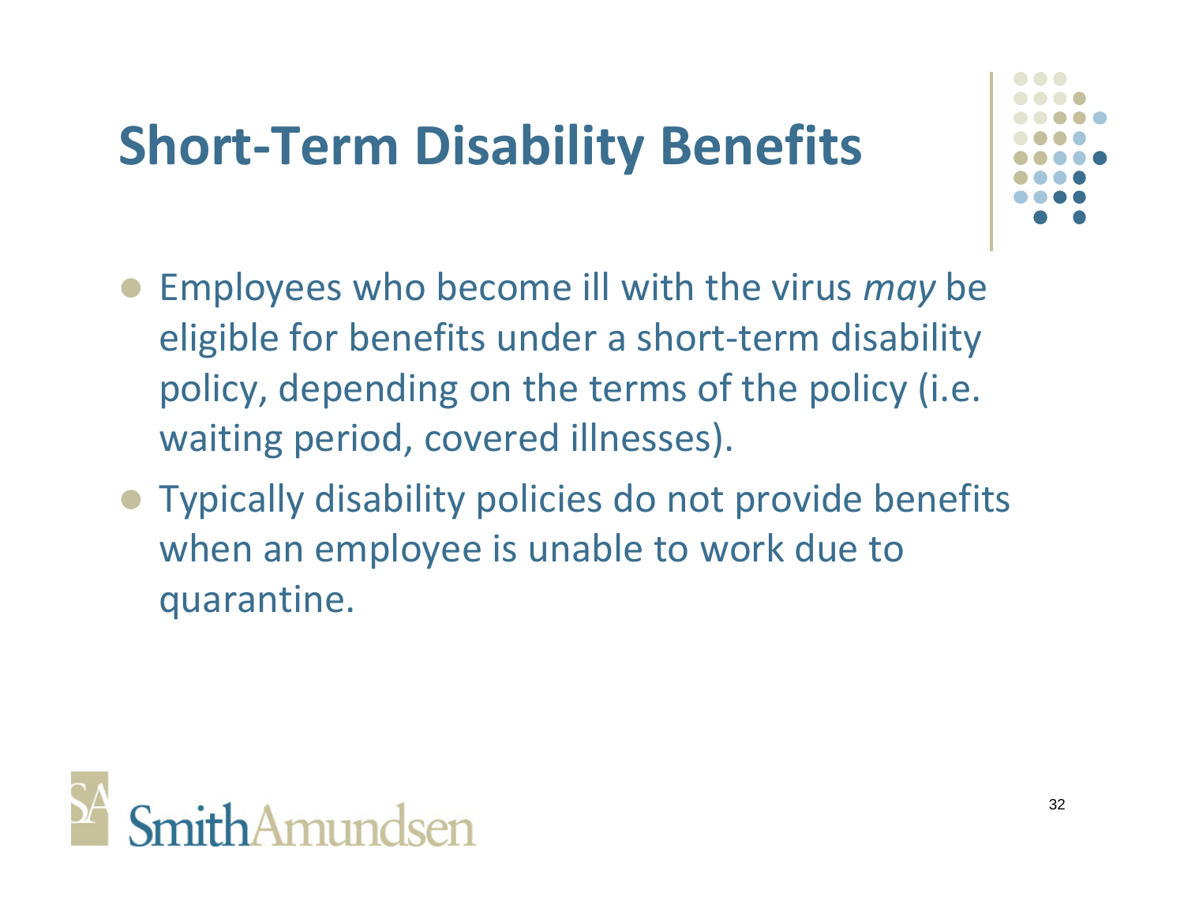# Short-Term Disability Benefits

- Employees who become ill with the virus *may* be eligible for benefits under a short-term disability policy, depending on the terms of the policy (i.e. waiting period, covered illnesses).
- Typically disability policies do not provide benefits when an employee is unable to work due to quarantine.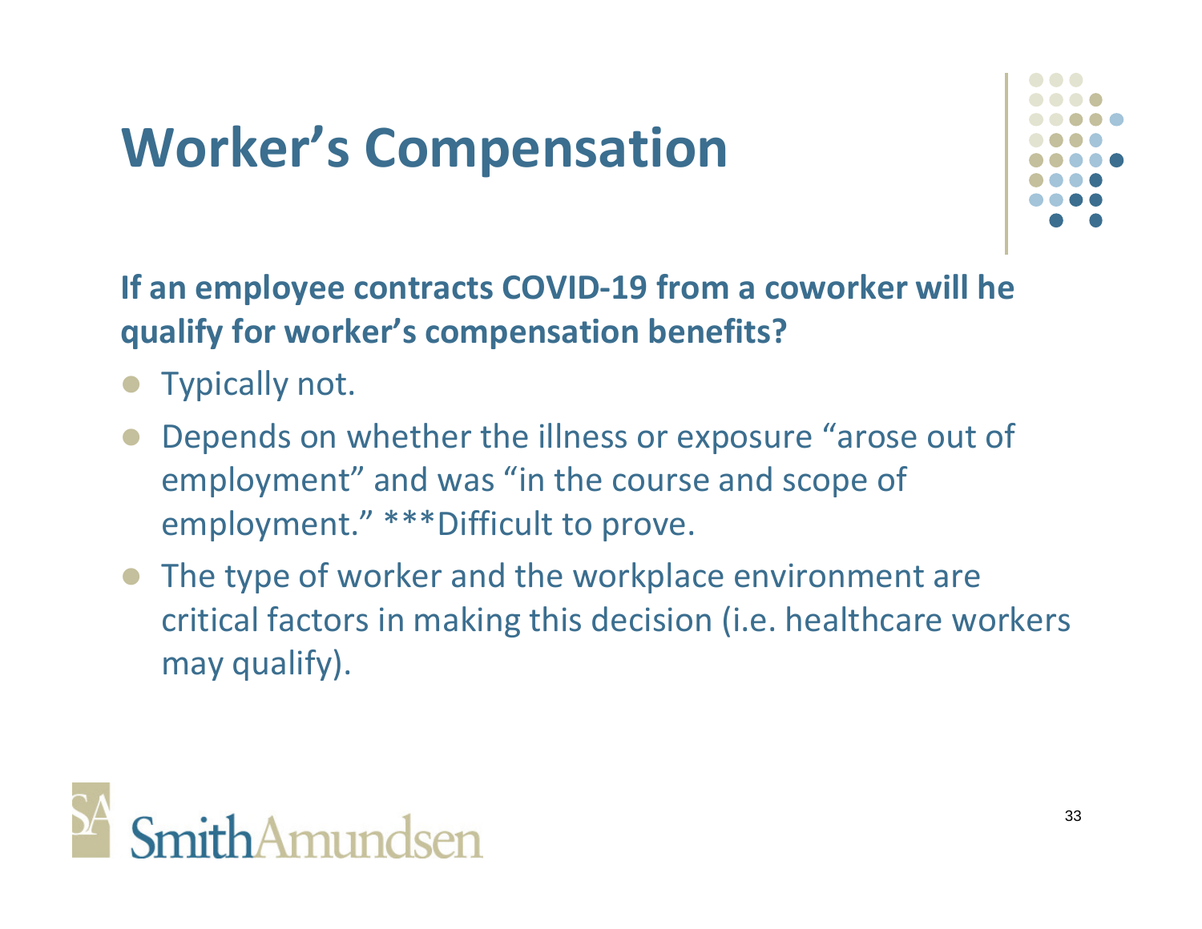# Worker's Compensation

**If an employee contracts COVID-19 from a coworker will he qualify for worker's compensation benefits?**

- Typically not.
- Depends on whether the illness or exposure "arose out of employment" and was "in the course and scope of employment." ***Difficult to prove.
- The type of worker and the workplace environment are critical factors in making this decision (i.e. healthcare workers may qualify).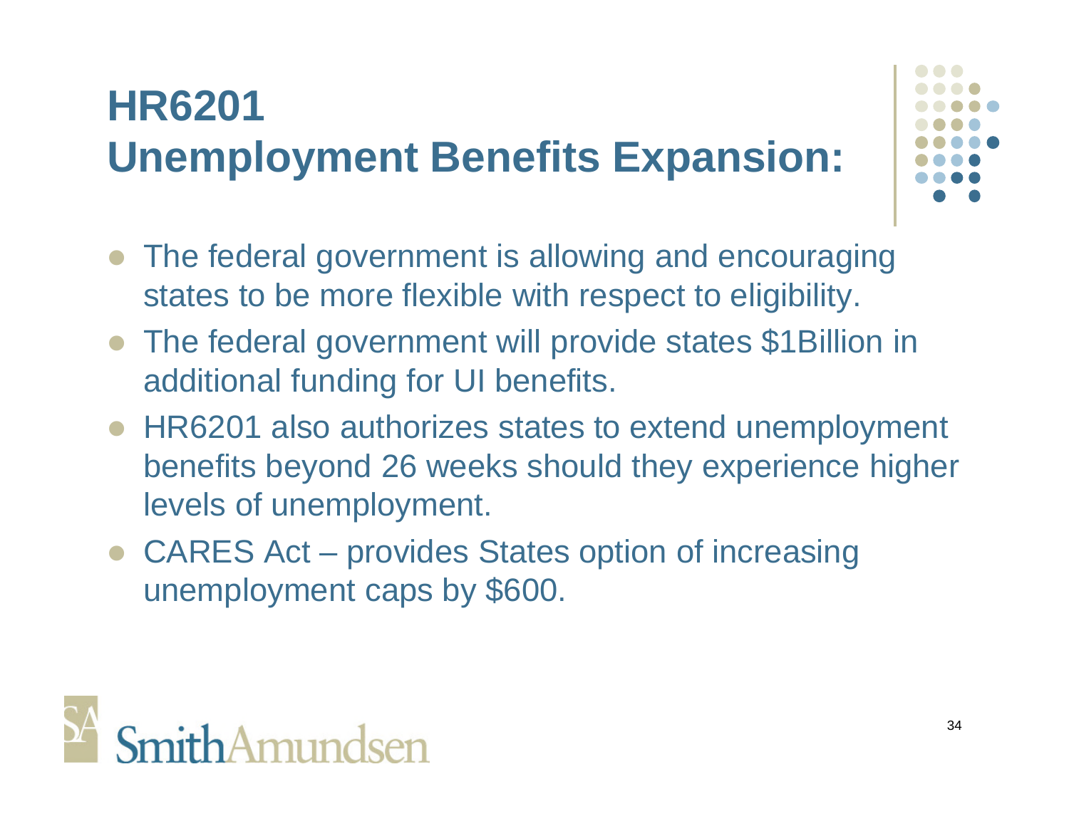# HR6201 Unemployment Benefits Expansion:

- The federal government is allowing and encouraging states to be more flexible with respect to eligibility.
- The federal government will provide states $1Billion in additional funding for UI benefits.
- HR6201 also authorizes states to extend unemployment benefits beyond 26 weeks should they experience higher levels of unemployment.
- CARES Act – provides States option of increasing unemployment caps by $600.

SmithAmundsen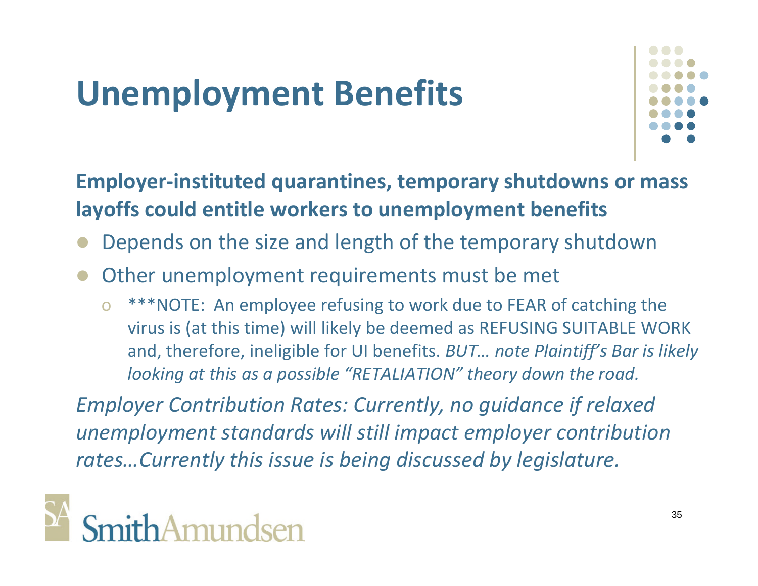# Unemployment Benefits

**Employer-instituted quarantines, temporary shutdowns or mass layoffs could entitle workers to unemployment benefits**

- Depends on the size and length of the temporary shutdown
- Other unemployment requirements must be met
  - ***NOTE: An employee refusing to work due to FEAR of catching the virus is (at this time) will likely be deemed as REFUSING SUITABLE WORK and, therefore, ineligible for UI benefits. *BUT… note Plaintiff's Bar is likely looking at this as a possible "RETALIATION" theory down the road.*

*Employer Contribution Rates: Currently, no guidance if relaxed unemployment standards will still impact employer contribution rates…Currently this issue is being discussed by legislature.*

SmithAmundsen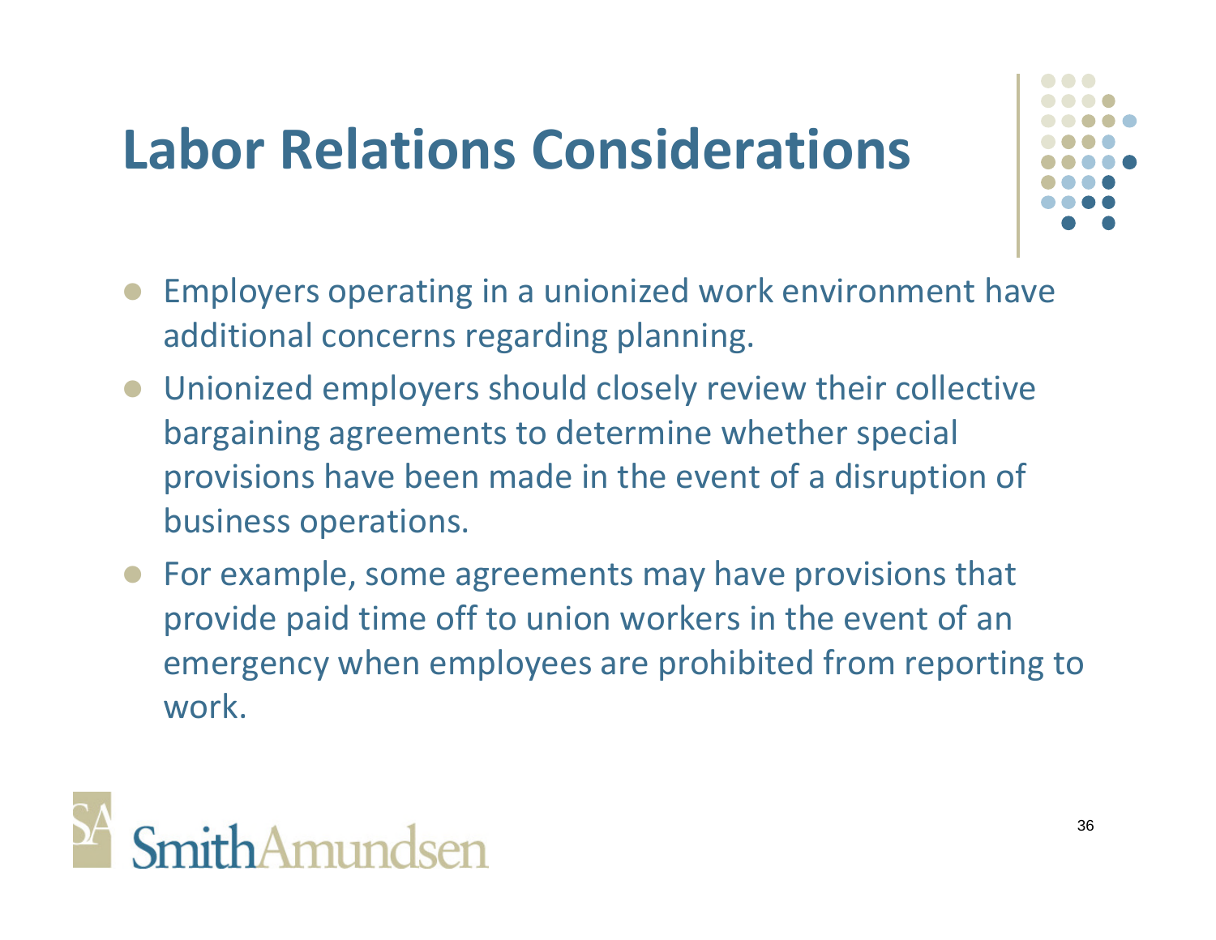# Labor Relations Considerations

- Employers operating in a unionized work environment have additional concerns regarding planning.
- Unionized employers should closely review their collective bargaining agreements to determine whether special provisions have been made in the event of a disruption of business operations.
- For example, some agreements may have provisions that provide paid time off to union workers in the event of an emergency when employees are prohibited from reporting to work.

SmithAmundsen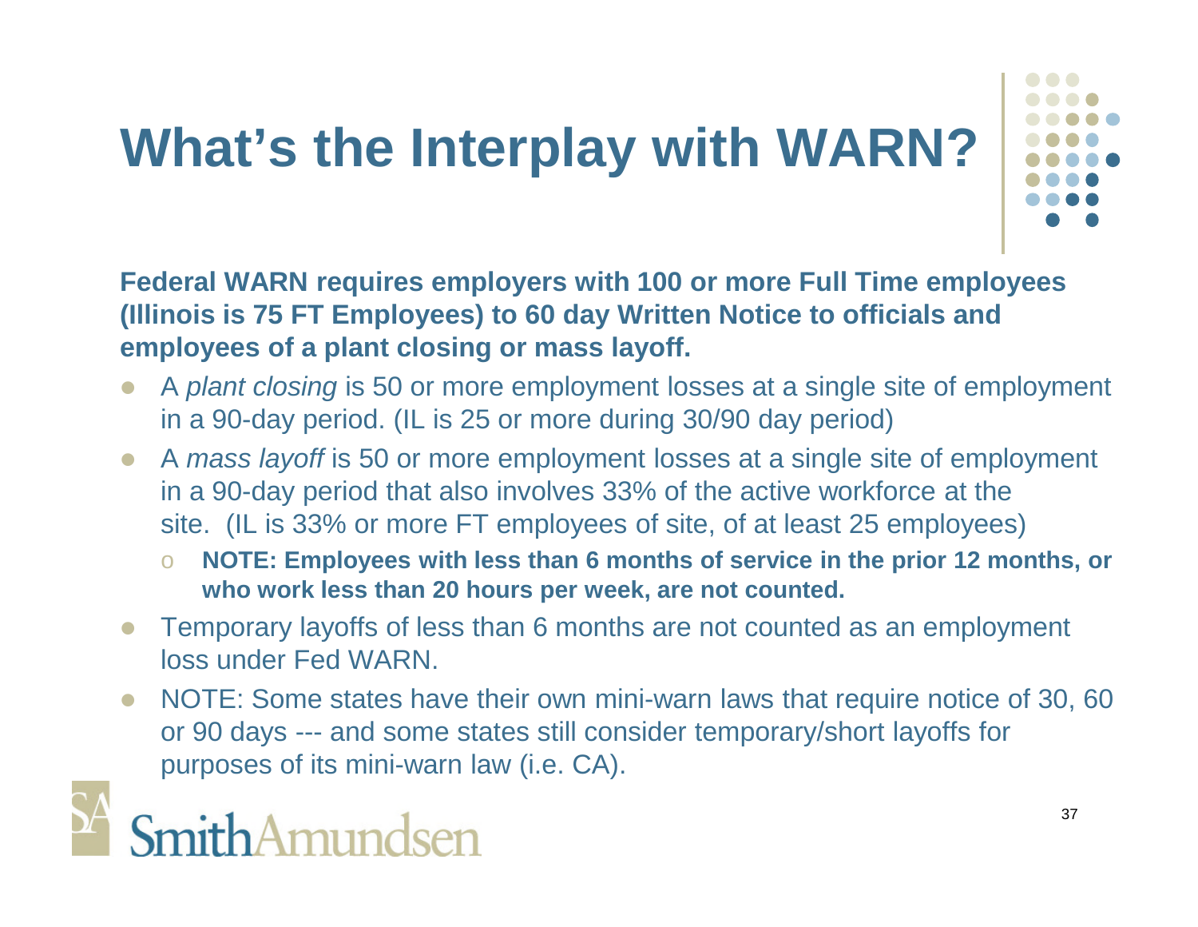# What's the Interplay with WARN?

**Federal WARN requires employers with 100 or more Full Time employees (Illinois is 75 FT Employees) to 60 day Written Notice to officials and employees of a plant closing or mass layoff.**

- A *plant closing* is 50 or more employment losses at a single site of employment in a 90-day period. (IL is 25 or more during 30/90 day period)
- A *mass layoff* is 50 or more employment losses at a single site of employment in a 90-day period that also involves 33% of the active workforce at the site. (IL is 33% or more FT employees of site, of at least 25 employees)
  - **NOTE: Employees with less than 6 months of service in the prior 12 months, or who work less than 20 hours per week, are not counted.**
- Temporary layoffs of less than 6 months are not counted as an employment loss under Fed WARN.
- NOTE: Some states have their own mini-warn laws that require notice of 30, 60 or 90 days --- and some states still consider temporary/short layoffs for purposes of its mini-warn law (i.e. CA).

SmithAmundsen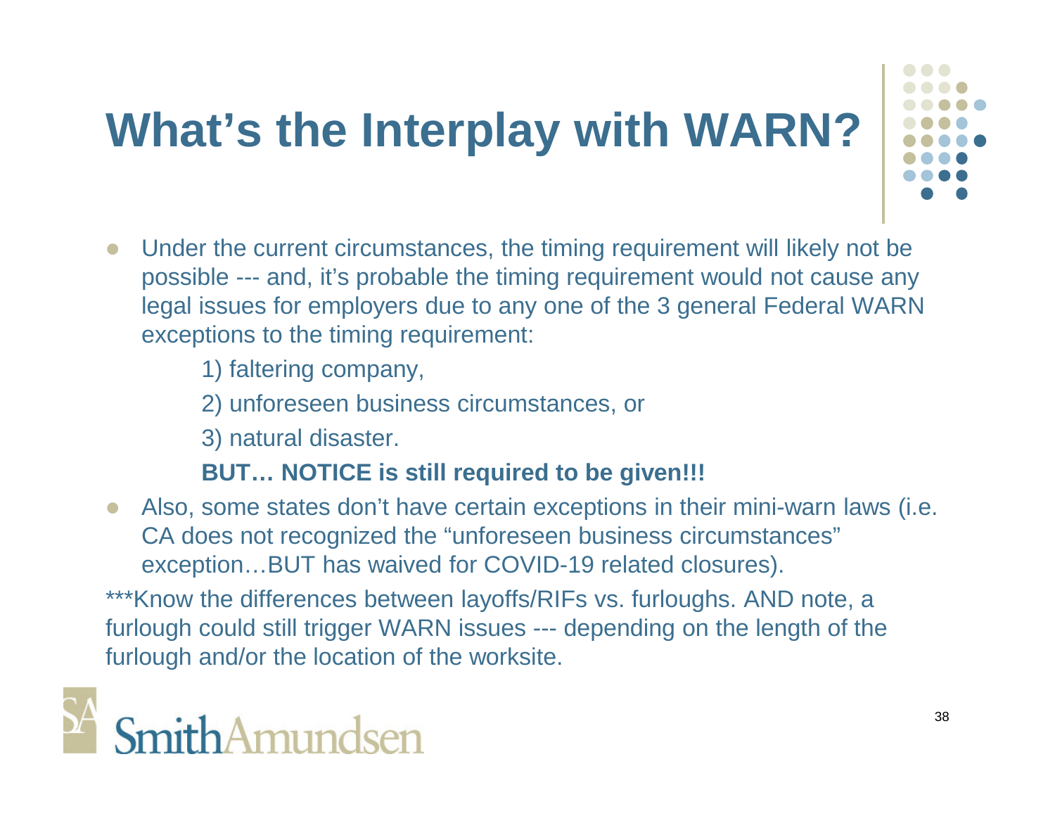# What's the Interplay with WARN?

- Under the current circumstances, the timing requirement will likely not be possible --- and, it's probable the timing requirement would not cause any legal issues for employers due to any one of the 3 general Federal WARN exceptions to the timing requirement:

  1) faltering company,

  2) unforeseen business circumstances, or

  3) natural disaster.

  **BUT… NOTICE is still required to be given!!!**

- Also, some states don't have certain exceptions in their mini-warn laws (i.e. CA does not recognized the "unforeseen business circumstances" exception…BUT has waived for COVID-19 related closures).

***Know the differences between layoffs/RIFs vs. furloughs. AND note, a furlough could still trigger WARN issues --- depending on the length of the furlough and/or the location of the worksite.

SmithAmundsen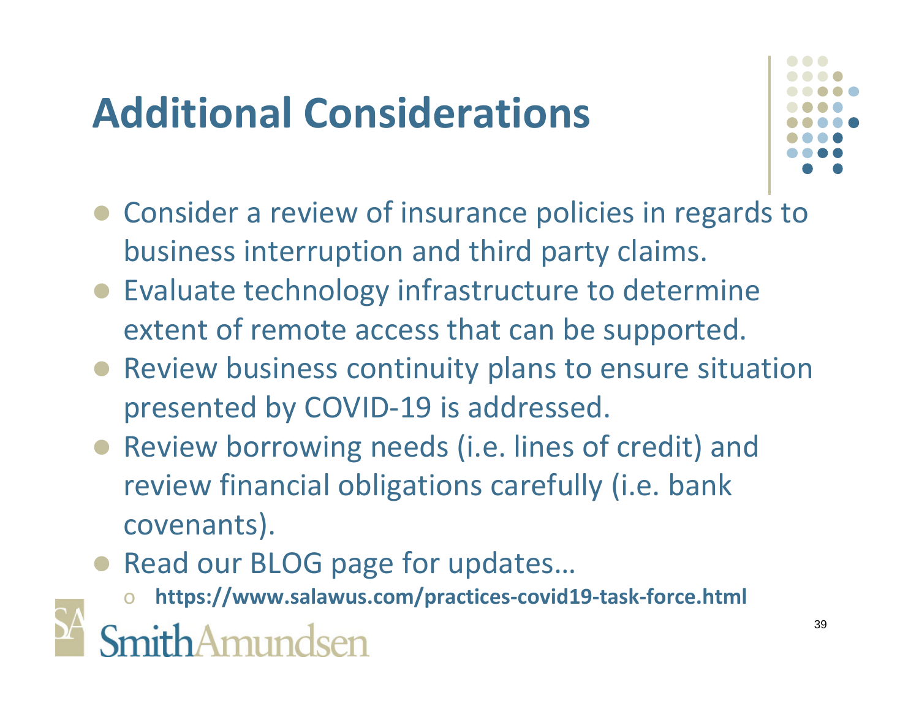# Additional Considerations

- Consider a review of insurance policies in regards to business interruption and third party claims.
- Evaluate technology infrastructure to determine extent of remote access that can be supported.
- Review business continuity plans to ensure situation presented by COVID-19 is addressed.
- Review borrowing needs (i.e. lines of credit) and review financial obligations carefully (i.e. bank covenants).
- Read our BLOG page for updates…
  - **https://www.salawus.com/practices-covid19-task-force.html**

SmithAmundsen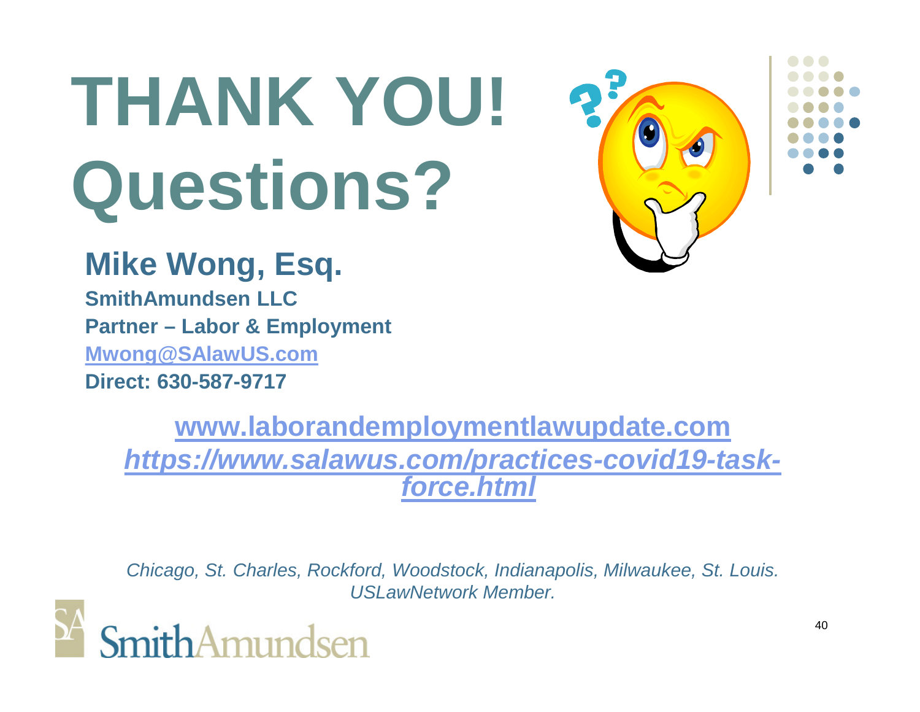# THANK YOU! Questions?

## Mike Wong, Esq.

**SmithAmundsen LLC**

**Partner – Labor & Employment**

**Mwong@SAlawUS.com**

**Direct: 630-587-9717**

**www.laborandemploymentlawupdate.com**

***https://www.salawus.com/practices-covid19-task-force.html***

*Chicago, St. Charles, Rockford, Woodstock, Indianapolis, Milwaukee, St. Louis. USLawNetwork Member.*

SmithAmundsen